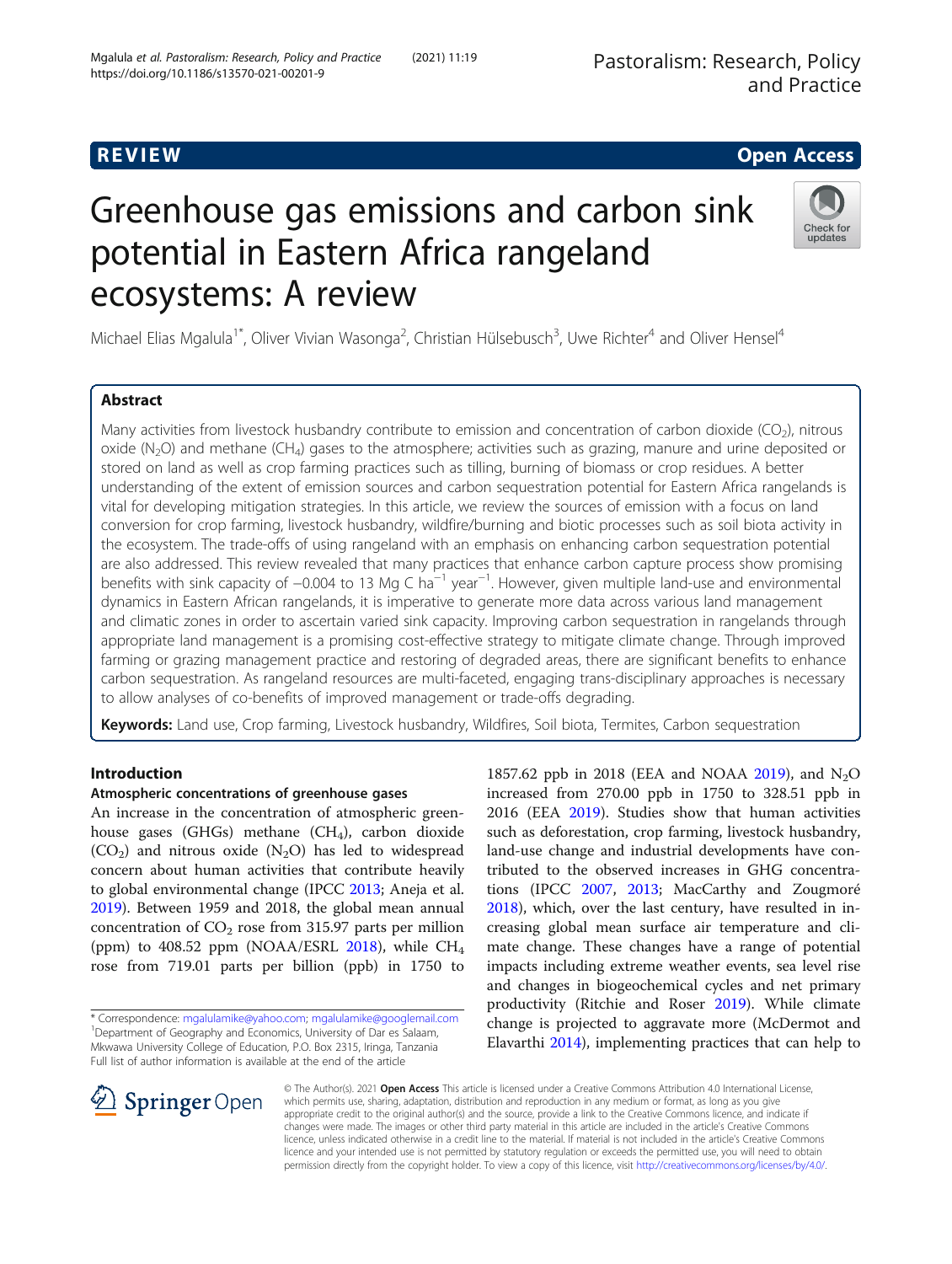REVIEW

Open Access

# Greenhouse gas emissions and carbon sink potential in Eastern Africa rangeland ecosystems: A review

Michael Elias Mgalula[1*], Oliver Vivian Wasonga[2], Christian Hülsebusch[3], Uwe Richter[4] and Oliver Hensel[4]

## Abstract

Many activities from livestock husbandry contribute to emission and concentration of carbon dioxide ($CO_2$), nitrous oxide ($N_2O$) and methane ($CH_4$) gases to the atmosphere; activities such as grazing, manure and urine deposited or stored on land as well as crop farming practices such as tilling, burning of biomass or crop residues. A better understanding of the extent of emission sources and carbon sequestration potential for Eastern Africa rangelands is vital for developing mitigation strategies. In this article, we review the sources of emission with a focus on land conversion for crop farming, livestock husbandry, wildfire/burning and biotic processes such as soil biota activity in the ecosystem. The trade-offs of using rangeland with an emphasis on enhancing carbon sequestration potential are also addressed. This review revealed that many practices that enhance carbon capture process show promising benefits with sink capacity of −0.004 to 13 Mg C $ha^{-1}$ $year^{-1}$. However, given multiple land-use and environmental dynamics in Eastern African rangelands, it is imperative to generate more data across various land management and climatic zones in order to ascertain varied sink capacity. Improving carbon sequestration in rangelands through appropriate land management is a promising cost-effective strategy to mitigate climate change. Through improved farming or grazing management practice and restoring of degraded areas, there are significant benefits to enhance carbon sequestration. As rangeland resources are multi-faceted, engaging trans-disciplinary approaches is necessary to allow analyses of co-benefits of improved management or trade-offs degrading.

**Keywords:** Land use, Crop farming, Livestock husbandry, Wildfires, Soil biota, Termites, Carbon sequestration

## Introduction

### Atmospheric concentrations of greenhouse gases

An increase in the concentration of atmospheric greenhouse gases (GHGs) methane ($CH_4$), carbon dioxide ($CO_2$) and nitrous oxide ($N_2O$) has led to widespread concern about human activities that contribute heavily to global environmental change (IPCC 2013; Aneja et al. 2019). Between 1959 and 2018, the global mean annual concentration of $CO_2$ rose from 315.97 parts per million (ppm) to 408.52 ppm (NOAA/ESRL 2018), while $CH_4$ rose from 719.01 parts per billion (ppb) in 1750 to 1857.62 ppb in 2018 (EEA and NOAA 2019), and $N_2O$ increased from 270.00 ppb in 1750 to 328.51 ppb in 2016 (EEA 2019). Studies show that human activities such as deforestation, crop farming, livestock husbandry, land-use change and industrial developments have contributed to the observed increases in GHG concentrations (IPCC 2007, 2013; MacCarthy and Zougmoré 2018), which, over the last century, have resulted in increasing global mean surface air temperature and climate change. These changes have a range of potential impacts including extreme weather events, sea level rise and changes in biogeochemical cycles and net primary productivity (Ritchie and Roser 2019). While climate change is projected to aggravate more (McDermot and Elavarthi 2014), implementing practices that can help to

* Correspondence: mgalulamike@yahoo.com; mgalulamike@googlemail.com
[1]Department of Geography and Economics, University of Dar es Salaam, Mkwawa University College of Education, P.O. Box 2315, Iringa, Tanzania
Full list of author information is available at the end of the article

© The Author(s). 2021 **Open Access** This article is licensed under a Creative Commons Attribution 4.0 International License, which permits use, sharing, adaptation, distribution and reproduction in any medium or format, as long as you give appropriate credit to the original author(s) and the source, provide a link to the Creative Commons licence, and indicate if changes were made. The images or other third party material in this article are included in the article's Creative Commons licence, unless indicated otherwise in a credit line to the material. If material is not included in the article's Creative Commons licence and your intended use is not permitted by statutory regulation or exceeds the permitted use, you will need to obtain permission directly from the copyright holder. To view a copy of this licence, visit http://creativecommons.org/licenses/by/4.0/.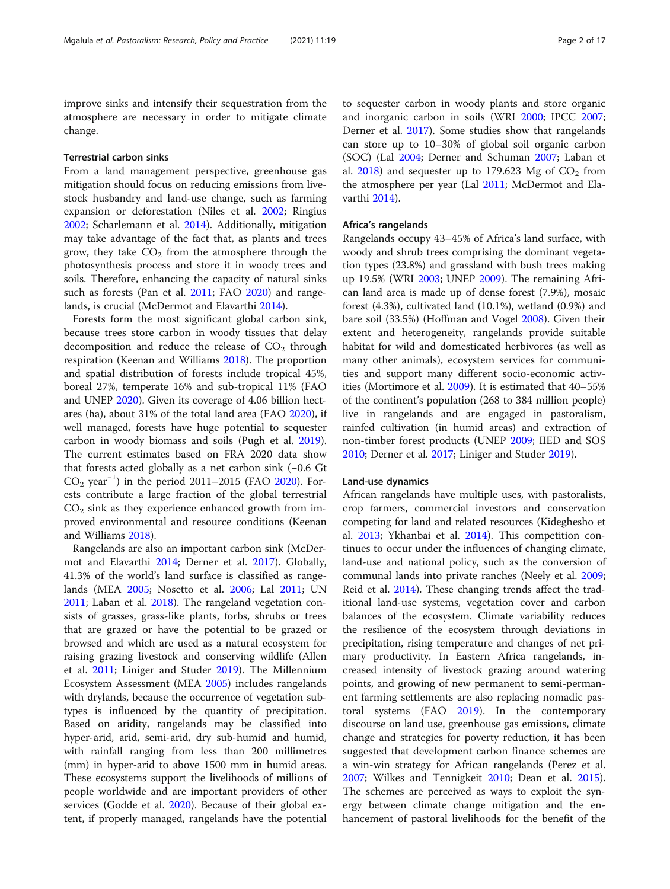improve sinks and intensify their sequestration from the atmosphere are necessary in order to mitigate climate change.

### Terrestrial carbon sinks

From a land management perspective, greenhouse gas mitigation should focus on reducing emissions from livestock husbandry and land-use change, such as farming expansion or deforestation (Niles et al. 2002; Ringius 2002; Scharlemann et al. 2014). Additionally, mitigation may take advantage of the fact that, as plants and trees grow, they take $CO_2$ from the atmosphere through the photosynthesis process and store it in woody trees and soils. Therefore, enhancing the capacity of natural sinks such as forests (Pan et al. 2011; FAO 2020) and rangelands, is crucial (McDermot and Elavarthi 2014).

Forests form the most significant global carbon sink, because trees store carbon in woody tissues that delay decomposition and reduce the release of $CO_2$ through respiration (Keenan and Williams 2018). The proportion and spatial distribution of forests include tropical 45%, boreal 27%, temperate 16% and sub-tropical 11% (FAO and UNEP 2020). Given its coverage of 4.06 billion hectares (ha), about 31% of the total land area (FAO 2020), if well managed, forests have huge potential to sequester carbon in woody biomass and soils (Pugh et al. 2019). The current estimates based on FRA 2020 data show that forests acted globally as a net carbon sink (−0.6 Gt $CO_2$ $\text{year}^{-1}$) in the period 2011–2015 (FAO 2020). Forests contribute a large fraction of the global terrestrial $CO_2$ sink as they experience enhanced growth from improved environmental and resource conditions (Keenan and Williams 2018).

Rangelands are also an important carbon sink (McDermot and Elavarthi 2014; Derner et al. 2017). Globally, 41.3% of the world's land surface is classified as rangelands (MEA 2005; Nosetto et al. 2006; Lal 2011; UN 2011; Laban et al. 2018). The rangeland vegetation consists of grasses, grass-like plants, forbs, shrubs or trees that are grazed or have the potential to be grazed or browsed and which are used as a natural ecosystem for raising grazing livestock and conserving wildlife (Allen et al. 2011; Liniger and Studer 2019). The Millennium Ecosystem Assessment (MEA 2005) includes rangelands with drylands, because the occurrence of vegetation subtypes is influenced by the quantity of precipitation. Based on aridity, rangelands may be classified into hyper-arid, arid, semi-arid, dry sub-humid and humid, with rainfall ranging from less than 200 millimetres (mm) in hyper-arid to above 1500 mm in humid areas. These ecosystems support the livelihoods of millions of people worldwide and are important providers of other services (Godde et al. 2020). Because of their global extent, if properly managed, rangelands have the potential to sequester carbon in woody plants and store organic and inorganic carbon in soils (WRI 2000; IPCC 2007; Derner et al. 2017). Some studies show that rangelands can store up to 10–30% of global soil organic carbon (SOC) (Lal 2004; Derner and Schuman 2007; Laban et al. 2018) and sequester up to 179.623 Mg of $CO_2$ from the atmosphere per year (Lal 2011; McDermot and Elavarthi 2014).

### Africa's rangelands

Rangelands occupy 43–45% of Africa's land surface, with woody and shrub trees comprising the dominant vegetation types (23.8%) and grassland with bush trees making up 19.5% (WRI 2003; UNEP 2009). The remaining African land area is made up of dense forest (7.9%), mosaic forest (4.3%), cultivated land (10.1%), wetland (0.9%) and bare soil (33.5%) (Hoffman and Vogel 2008). Given their extent and heterogeneity, rangelands provide suitable habitat for wild and domesticated herbivores (as well as many other animals), ecosystem services for communities and support many different socio-economic activities (Mortimore et al. 2009). It is estimated that 40–55% of the continent's population (268 to 384 million people) live in rangelands and are engaged in pastoralism, rainfed cultivation (in humid areas) and extraction of non-timber forest products (UNEP 2009; IIED and SOS 2010; Derner et al. 2017; Liniger and Studer 2019).

### Land-use dynamics

African rangelands have multiple uses, with pastoralists, crop farmers, commercial investors and conservation competing for land and related resources (Kideghesho et al. 2013; Ykhanbai et al. 2014). This competition continues to occur under the influences of changing climate, land-use and national policy, such as the conversion of communal lands into private ranches (Neely et al. 2009; Reid et al. 2014). These changing trends affect the traditional land-use systems, vegetation cover and carbon balances of the ecosystem. Climate variability reduces the resilience of the ecosystem through deviations in precipitation, rising temperature and changes of net primary productivity. In Eastern Africa rangelands, increased intensity of livestock grazing around watering points, and growing of new permanent to semi-permanent farming settlements are also replacing nomadic pastoral systems (FAO 2019). In the contemporary discourse on land use, greenhouse gas emissions, climate change and strategies for poverty reduction, it has been suggested that development carbon finance schemes are a win-win strategy for African rangelands (Perez et al. 2007; Wilkes and Tennigkeit 2010; Dean et al. 2015). The schemes are perceived as ways to exploit the synergy between climate change mitigation and the enhancement of pastoral livelihoods for the benefit of the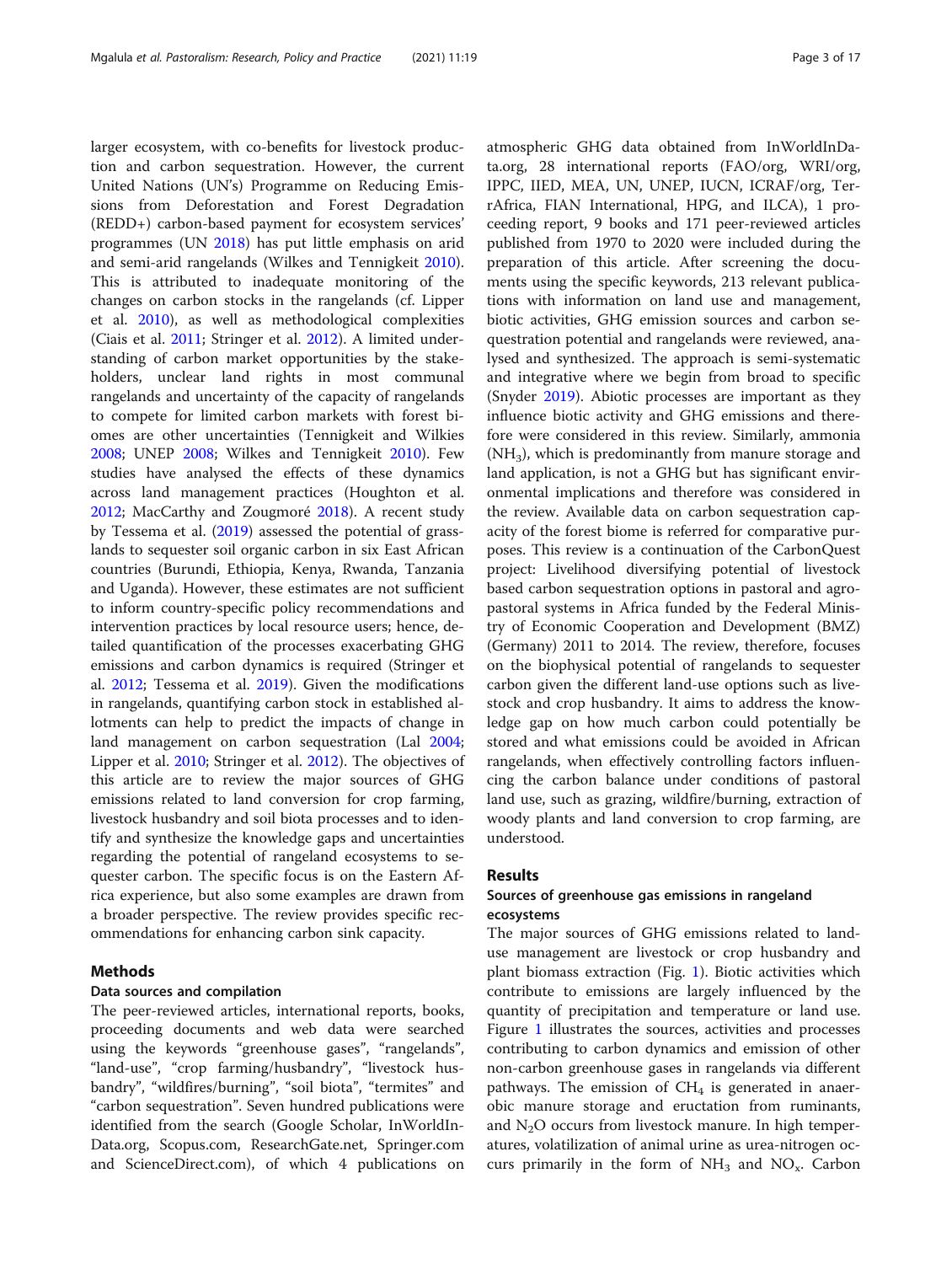larger ecosystem, with co-benefits for livestock production and carbon sequestration. However, the current United Nations (UN's) Programme on Reducing Emissions from Deforestation and Forest Degradation (REDD+) carbon-based payment for ecosystem services' programmes (UN 2018) has put little emphasis on arid and semi-arid rangelands (Wilkes and Tennigkeit 2010). This is attributed to inadequate monitoring of the changes on carbon stocks in the rangelands (cf. Lipper et al. 2010), as well as methodological complexities (Ciais et al. 2011; Stringer et al. 2012). A limited understanding of carbon market opportunities by the stakeholders, unclear land rights in most communal rangelands and uncertainty of the capacity of rangelands to compete for limited carbon markets with forest biomes are other uncertainties (Tennigkeit and Wilkies 2008; UNEP 2008; Wilkes and Tennigkeit 2010). Few studies have analysed the effects of these dynamics across land management practices (Houghton et al. 2012; MacCarthy and Zougmoré 2018). A recent study by Tessema et al. (2019) assessed the potential of grasslands to sequester soil organic carbon in six East African countries (Burundi, Ethiopia, Kenya, Rwanda, Tanzania and Uganda). However, these estimates are not sufficient to inform country-specific policy recommendations and intervention practices by local resource users; hence, detailed quantification of the processes exacerbating GHG emissions and carbon dynamics is required (Stringer et al. 2012; Tessema et al. 2019). Given the modifications in rangelands, quantifying carbon stock in established allotments can help to predict the impacts of change in land management on carbon sequestration (Lal 2004; Lipper et al. 2010; Stringer et al. 2012). The objectives of this article are to review the major sources of GHG emissions related to land conversion for crop farming, livestock husbandry and soil biota processes and to identify and synthesize the knowledge gaps and uncertainties regarding the potential of rangeland ecosystems to sequester carbon. The specific focus is on the Eastern Africa experience, but also some examples are drawn from a broader perspective. The review provides specific recommendations for enhancing carbon sink capacity.

## Methods

### Data sources and compilation

The peer-reviewed articles, international reports, books, proceeding documents and web data were searched using the keywords "greenhouse gases", "rangelands", "land-use", "crop farming/husbandry", "livestock husbandry", "wildfires/burning", "soil biota", "termites" and "carbon sequestration". Seven hundred publications were identified from the search (Google Scholar, InWorldInData.org, Scopus.com, ResearchGate.net, Springer.com and ScienceDirect.com), of which 4 publications on atmospheric GHG data obtained from InWorldInData.org, 28 international reports (FAO/org, WRI/org, IPPC, IIED, MEA, UN, UNEP, IUCN, ICRAF/org, TerrAfrica, FIAN International, HPG, and ILCA), 1 proceeding report, 9 books and 171 peer-reviewed articles published from 1970 to 2020 were included during the preparation of this article. After screening the documents using the specific keywords, 213 relevant publications with information on land use and management, biotic activities, GHG emission sources and carbon sequestration potential and rangelands were reviewed, analysed and synthesized. The approach is semi-systematic and integrative where we begin from broad to specific (Snyder 2019). Abiotic processes are important as they influence biotic activity and GHG emissions and therefore were considered in this review. Similarly, ammonia ($NH_3$), which is predominantly from manure storage and land application, is not a GHG but has significant environmental implications and therefore was considered in the review. Available data on carbon sequestration capacity of the forest biome is referred for comparative purposes. This review is a continuation of the CarbonQuest project: Livelihood diversifying potential of livestock based carbon sequestration options in pastoral and agropastoral systems in Africa funded by the Federal Ministry of Economic Cooperation and Development (BMZ) (Germany) 2011 to 2014. The review, therefore, focuses on the biophysical potential of rangelands to sequester carbon given the different land-use options such as livestock and crop husbandry. It aims to address the knowledge gap on how much carbon could potentially be stored and what emissions could be avoided in African rangelands, when effectively controlling factors influencing the carbon balance under conditions of pastoral land use, such as grazing, wildfire/burning, extraction of woody plants and land conversion to crop farming, are understood.

## Results

### Sources of greenhouse gas emissions in rangeland ecosystems

The major sources of GHG emissions related to land-use management are livestock or crop husbandry and plant biomass extraction (Fig. 1). Biotic activities which contribute to emissions are largely influenced by the quantity of precipitation and temperature or land use. Figure 1 illustrates the sources, activities and processes contributing to carbon dynamics and emission of other non-carbon greenhouse gases in rangelands via different pathways. The emission of $CH_4$ is generated in anaerobic manure storage and eructation from ruminants, and $N_2O$ occurs from livestock manure. In high temperatures, volatilization of animal urine as urea-nitrogen occurs primarily in the form of $NH_3$ and $NO_x$. Carbon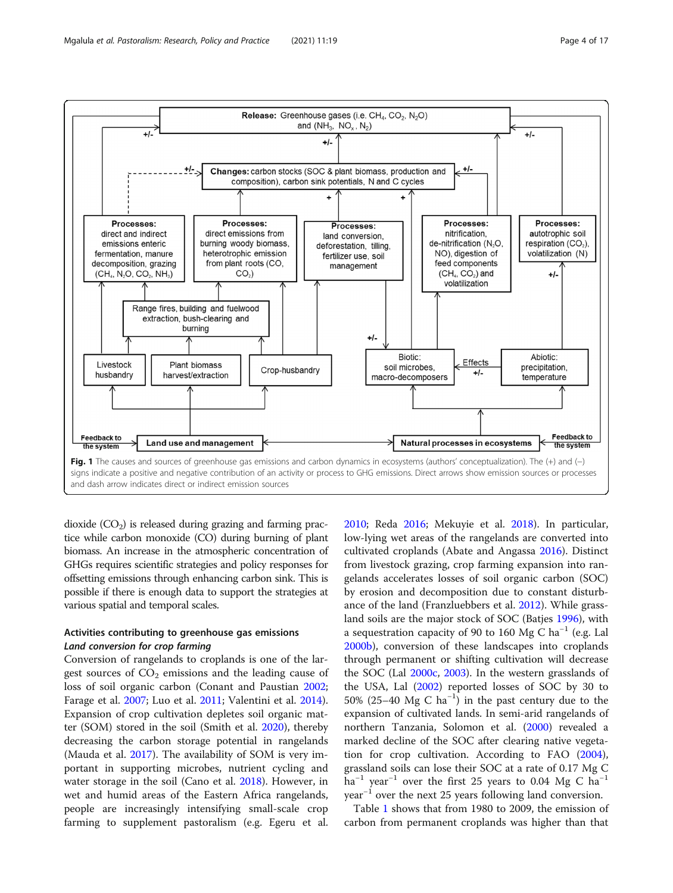**Fig. 1** The causes and sources of greenhouse gas emissions and carbon dynamics in ecosystems (authors' conceptualization). The (+) and (–) signs indicate a positive and negative contribution of an activity or process to GHG emissions. Direct arrows show emission sources or processes and dash arrow indicates direct or indirect emission sources

dioxide ($CO_2$) is released during grazing and farming practice while carbon monoxide (CO) during burning of plant biomass. An increase in the atmospheric concentration of GHGs requires scientific strategies and policy responses for offsetting emissions through enhancing carbon sink. This is possible if there is enough data to support the strategies at various spatial and temporal scales.

## Activities contributing to greenhouse gas emissions

### *Land conversion for crop farming*

Conversion of rangelands to croplands is one of the largest sources of $CO_2$ emissions and the leading cause of loss of soil organic carbon (Conant and Paustian 2002; Farage et al. 2007; Luo et al. 2011; Valentini et al. 2014). Expansion of crop cultivation depletes soil organic matter (SOM) stored in the soil (Smith et al. 2020), thereby decreasing the carbon storage potential in rangelands (Mauda et al. 2017). The availability of SOM is very important in supporting microbes, nutrient cycling and water storage in the soil (Cano et al. 2018). However, in wet and humid areas of the Eastern Africa rangelands, people are increasingly intensifying small-scale crop farming to supplement pastoralism (e.g. Egeru et al. 2010; Reda 2016; Mekuyie et al. 2018). In particular, low-lying wet areas of the rangelands are converted into cultivated croplands (Abate and Angassa 2016). Distinct from livestock grazing, crop farming expansion into rangelands accelerates losses of soil organic carbon (SOC) by erosion and decomposition due to constant disturbance of the land (Franzluebbers et al. 2012). While grassland soils are the major stock of SOC (Batjes 1996), with a sequestration capacity of 90 to 160 Mg C ha$^{-1}$ (e.g. Lal 2000b), conversion of these landscapes into croplands through permanent or shifting cultivation will decrease the SOC (Lal 2000c, 2003). In the western grasslands of the USA, Lal (2002) reported losses of SOC by 30 to 50% (25–40 Mg C ha$^{-1}$) in the past century due to the expansion of cultivated lands. In semi-arid rangelands of northern Tanzania, Solomon et al. (2000) revealed a marked decline of the SOC after clearing native vegetation for crop cultivation. According to FAO (2004), grassland soils can lose their SOC at a rate of 0.17 Mg C ha$^{-1}$ year$^{-1}$ over the first 25 years to 0.04 Mg C ha$^{-1}$ year$^{-1}$ over the next 25 years following land conversion.

Table 1 shows that from 1980 to 2009, the emission of carbon from permanent croplands was higher than that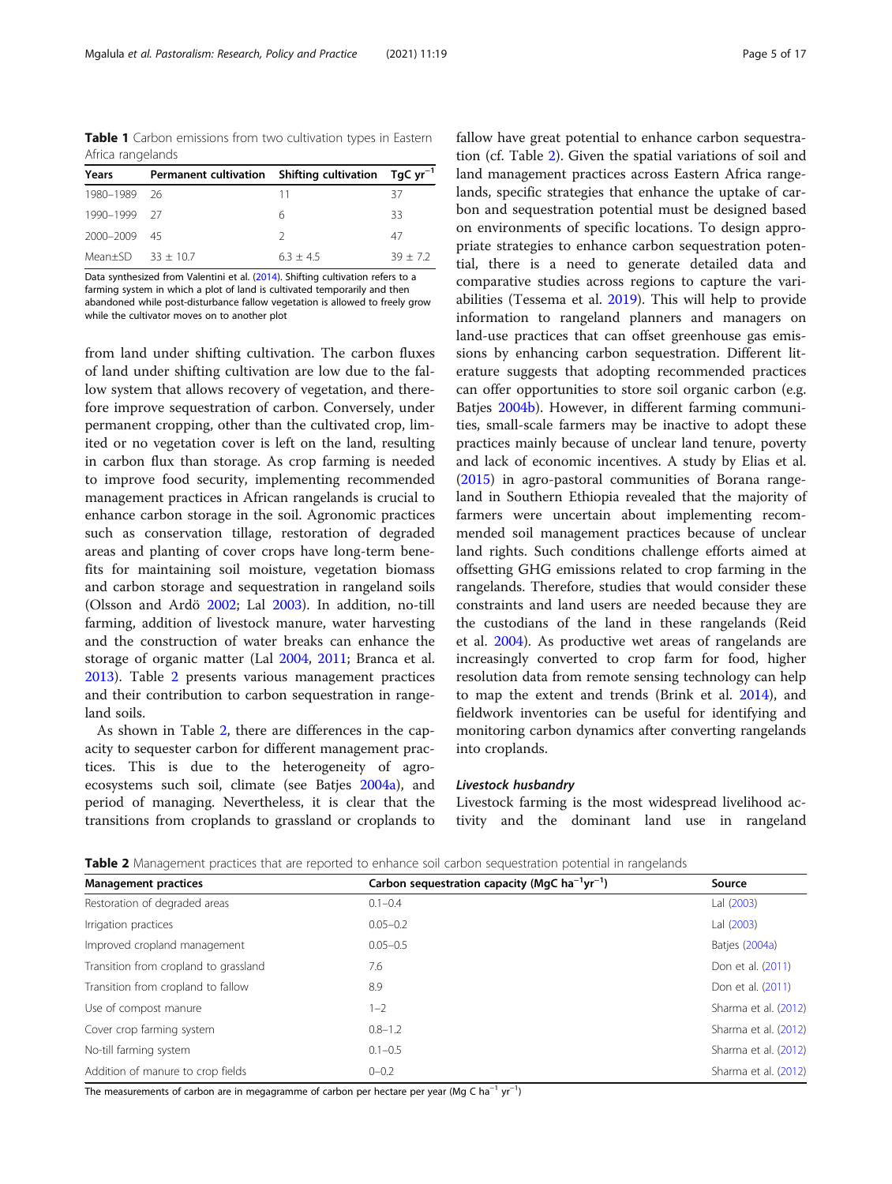**Table 1** Carbon emissions from two cultivation types in Eastern Africa rangelands

| Years | Permanent cultivation | Shifting cultivation | TgC $yr^{-1}$ |
|---|---|---|---|
| 1980–1989 | 26 | 11 | 37 |
| 1990–1999 | 27 | 6 | 33 |
| 2000–2009 | 45 | 2 | 47 |
| Mean±SD | 33 ± 10.7 | 6.3 ± 4.5 | 39 ± 7.2 |

Data synthesized from Valentini et al. (2014). Shifting cultivation refers to a farming system in which a plot of land is cultivated temporarily and then abandoned while post-disturbance fallow vegetation is allowed to freely grow while the cultivator moves on to another plot

from land under shifting cultivation. The carbon fluxes of land under shifting cultivation are low due to the fallow system that allows recovery of vegetation, and therefore improve sequestration of carbon. Conversely, under permanent cropping, other than the cultivated crop, limited or no vegetation cover is left on the land, resulting in carbon flux than storage. As crop farming is needed to improve food security, implementing recommended management practices in African rangelands is crucial to enhance carbon storage in the soil. Agronomic practices such as conservation tillage, restoration of degraded areas and planting of cover crops have long-term benefits for maintaining soil moisture, vegetation biomass and carbon storage and sequestration in rangeland soils (Olsson and Ardö 2002; Lal 2003). In addition, no-till farming, addition of livestock manure, water harvesting and the construction of water breaks can enhance the storage of organic matter (Lal 2004, 2011; Branca et al. 2013). Table 2 presents various management practices and their contribution to carbon sequestration in rangeland soils.

As shown in Table 2, there are differences in the capacity to sequester carbon for different management practices. This is due to the heterogeneity of agro-ecosystems such soil, climate (see Batjes 2004a), and period of managing. Nevertheless, it is clear that the transitions from croplands to grassland or croplands to fallow have great potential to enhance carbon sequestration (cf. Table 2). Given the spatial variations of soil and land management practices across Eastern Africa rangelands, specific strategies that enhance the uptake of carbon and sequestration potential must be designed based on environments of specific locations. To design appropriate strategies to enhance carbon sequestration potential, there is a need to generate detailed data and comparative studies across regions to capture the variabilities (Tessema et al. 2019). This will help to provide information to rangeland planners and managers on land-use practices that can offset greenhouse gas emissions by enhancing carbon sequestration. Different literature suggests that adopting recommended practices can offer opportunities to store soil organic carbon (e.g. Batjes 2004b). However, in different farming communities, small-scale farmers may be inactive to adopt these practices mainly because of unclear land tenure, poverty and lack of economic incentives. A study by Elias et al. (2015) in agro-pastoral communities of Borana rangeland in Southern Ethiopia revealed that the majority of farmers were uncertain about implementing recommended soil management practices because of unclear land rights. Such conditions challenge efforts aimed at offsetting GHG emissions related to crop farming in the rangelands. Therefore, studies that would consider these constraints and land users are needed because they are the custodians of the land in these rangelands (Reid et al. 2004). As productive wet areas of rangelands are increasingly converted to crop farm for food, higher resolution data from remote sensing technology can help to map the extent and trends (Brink et al. 2014), and fieldwork inventories can be useful for identifying and monitoring carbon dynamics after converting rangelands into croplands.

#### *Livestock husbandry*

Livestock farming is the most widespread livelihood activity and the dominant land use in rangeland

**Table 2** Management practices that are reported to enhance soil carbon sequestration potential in rangelands

| Management practices | Carbon sequestration capacity (MgC $ha^{-1}yr^{-1}$) | Source |
|---|---|---|
| Restoration of degraded areas | 0.1–0.4 | Lal (2003) |
| Irrigation practices | 0.05–0.2 | Lal (2003) |
| Improved cropland management | 0.05–0.5 | Batjes (2004a) |
| Transition from cropland to grassland | 7.6 | Don et al. (2011) |
| Transition from cropland to fallow | 8.9 | Don et al. (2011) |
| Use of compost manure | 1–2 | Sharma et al. (2012) |
| Cover crop farming system | 0.8–1.2 | Sharma et al. (2012) |
| No-till farming system | 0.1–0.5 | Sharma et al. (2012) |
| Addition of manure to crop fields | 0–0.2 | Sharma et al. (2012) |

The measurements of carbon are in megagramme of carbon per hectare per year (Mg C $ha^{-1}$ $yr^{-1}$)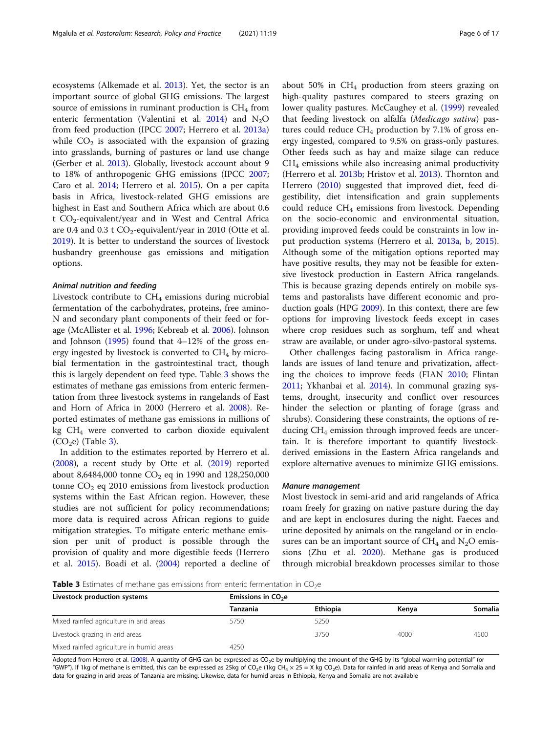ecosystems (Alkemade et al. 2013). Yet, the sector is an important source of global GHG emissions. The largest source of emissions in ruminant production is $CH_4$ from enteric fermentation (Valentini et al. 2014) and $N_2O$ from feed production (IPCC 2007; Herrero et al. 2013a) while $CO_2$ is associated with the expansion of grazing into grasslands, burning of pastures or land use change (Gerber et al. 2013). Globally, livestock account about 9 to 18% of anthropogenic GHG emissions (IPCC 2007; Caro et al. 2014; Herrero et al. 2015). On a per capita basis in Africa, livestock-related GHG emissions are highest in East and Southern Africa which are about 0.6 t $CO_2$-equivalent/year and in West and Central Africa are 0.4 and 0.3 t $CO_2$-equivalent/year in 2010 (Otte et al. 2019). It is better to understand the sources of livestock husbandry greenhouse gas emissions and mitigation options.

#### *Animal nutrition and feeding*

Livestock contribute to $CH_4$ emissions during microbial fermentation of the carbohydrates, proteins, free amino-N and secondary plant components of their feed or forage (McAllister et al. 1996; Kebreab et al. 2006). Johnson and Johnson (1995) found that 4–12% of the gross energy ingested by livestock is converted to $CH_4$ by microbial fermentation in the gastrointestinal tract, though this is largely dependent on feed type. Table 3 shows the estimates of methane gas emissions from enteric fermentation from three livestock systems in rangelands of East and Horn of Africa in 2000 (Herrero et al. 2008). Reported estimates of methane gas emissions in millions of kg $CH_4$ were converted to carbon dioxide equivalent ($CO_2e$) (Table 3).

In addition to the estimates reported by Herrero et al. (2008), a recent study by Otte et al. (2019) reported about 8,6484,000 tonne $CO_2$ eq in 1990 and 128,250,000 tonne $CO_2$ eq 2010 emissions from livestock production systems within the East African region. However, these studies are not sufficient for policy recommendations; more data is required across African regions to guide mitigation strategies. To mitigate enteric methane emission per unit of product is possible through the provision of quality and more digestible feeds (Herrero et al. 2015). Boadi et al. (2004) reported a decline of about 50% in $CH_4$ production from steers grazing on high-quality pastures compared to steers grazing on lower quality pastures. McCaughey et al. (1999) revealed that feeding livestock on alfalfa (*Medicago sativa*) pastures could reduce $CH_4$ production by 7.1% of gross energy ingested, compared to 9.5% on grass-only pastures. Other feeds such as hay and maize silage can reduce $CH_4$ emissions while also increasing animal productivity (Herrero et al. 2013b; Hristov et al. 2013). Thornton and Herrero (2010) suggested that improved diet, feed digestibility, diet intensification and grain supplements could reduce $CH_4$ emissions from livestock. Depending on the socio-economic and environmental situation, providing improved feeds could be constraints in low input production systems (Herrero et al. 2013a, b, 2015). Although some of the mitigation options reported may have positive results, they may not be feasible for extensive livestock production in Eastern Africa rangelands. This is because grazing depends entirely on mobile systems and pastoralists have different economic and production goals (HPG 2009). In this context, there are few options for improving livestock feeds except in cases where crop residues such as sorghum, teff and wheat straw are available, or under agro-silvo-pastoral systems.

Other challenges facing pastoralism in Africa rangelands are issues of land tenure and privatization, affecting the choices to improve feeds (FIAN 2010; Flintan 2011; Ykhanbai et al. 2014). In communal grazing systems, drought, insecurity and conflict over resources hinder the selection or planting of forage (grass and shrubs). Considering these constraints, the options of reducing $CH_4$ emission through improved feeds are uncertain. It is therefore important to quantify livestock-derived emissions in the Eastern Africa rangelands and explore alternative avenues to minimize GHG emissions.

#### *Manure management*

Most livestock in semi-arid and arid rangelands of Africa roam freely for grazing on native pasture during the day and are kept in enclosures during the night. Faeces and urine deposited by animals on the rangeland or in enclosures can be an important source of $CH_4$ and $N_2O$ emissions (Zhu et al. 2020). Methane gas is produced through microbial breakdown processes similar to those

**Table 3** Estimates of methane gas emissions from enteric fermentation in $CO_2e$

| Livestock production systems | Emissions in $CO_2e$ | | | |
|---|---|---|---|---|
| | Tanzania | Ethiopia | Kenya | Somalia |
| Mixed rainfed agriculture in arid areas | 5750 | 5250 | | |
| Livestock grazing in arid areas | | 3750 | 4000 | 4500 |
| Mixed rainfed agriculture in humid areas | 4250 | | | |

Adopted from Herrero et al. (2008). A quantity of GHG can be expressed as $CO_2e$ by multiplying the amount of the GHG by its "global warming potential" (or "GWP"). If 1kg of methane is emitted, this can be expressed as 25kg of $CO_2e$ (1kg $CH_4$ × 25 = X kg $CO_2e$). Data for rainfed in arid areas of Kenya and Somalia and data for grazing in arid areas of Tanzania are missing. Likewise, data for humid areas in Ethiopia, Kenya and Somalia are not available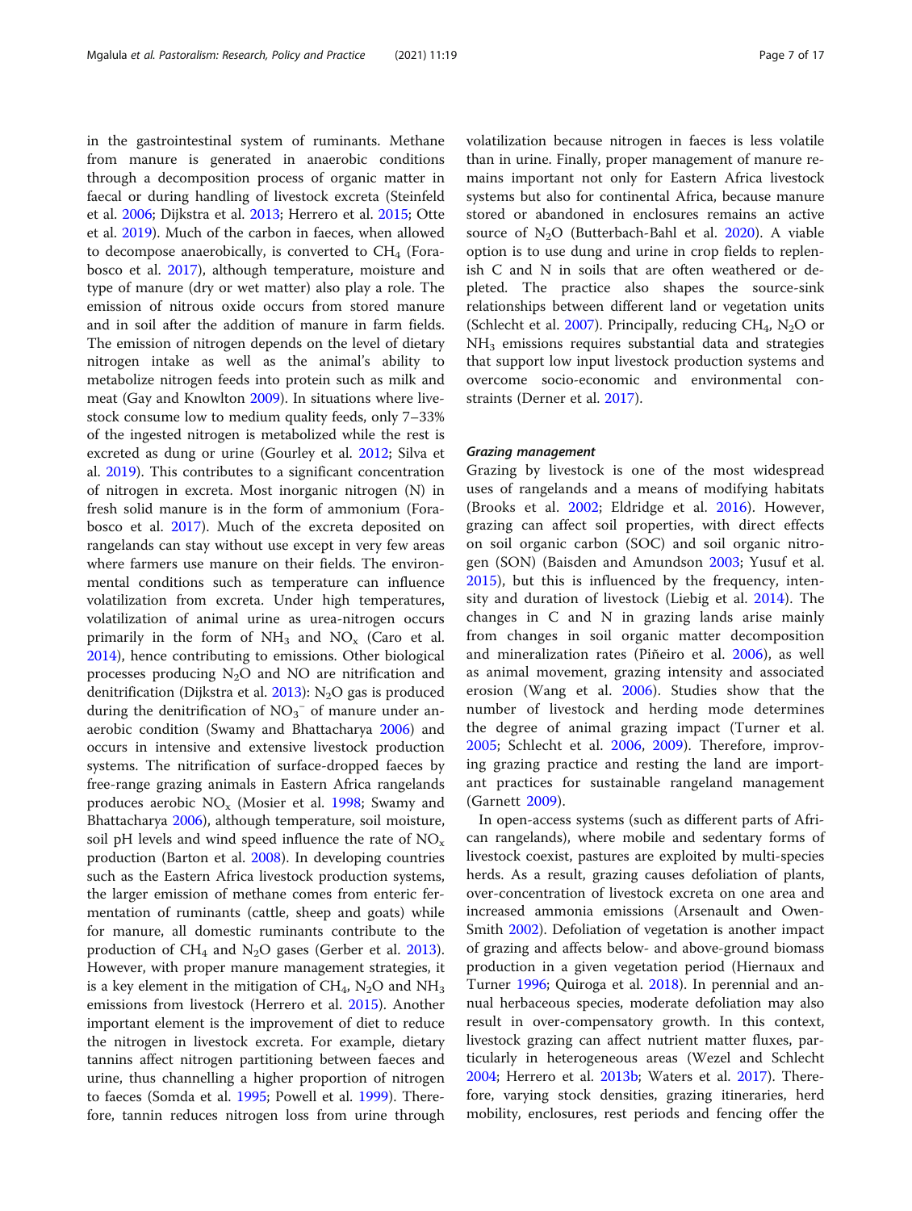in the gastrointestinal system of ruminants. Methane from manure is generated in anaerobic conditions through a decomposition process of organic matter in faecal or during handling of livestock excreta (Steinfeld et al. 2006; Dijkstra et al. 2013; Herrero et al. 2015; Otte et al. 2019). Much of the carbon in faeces, when allowed to decompose anaerobically, is converted to $CH_4$ (Forabosco et al. 2017), although temperature, moisture and type of manure (dry or wet matter) also play a role. The emission of nitrous oxide occurs from stored manure and in soil after the addition of manure in farm fields. The emission of nitrogen depends on the level of dietary nitrogen intake as well as the animal's ability to metabolize nitrogen feeds into protein such as milk and meat (Gay and Knowlton 2009). In situations where livestock consume low to medium quality feeds, only 7–33% of the ingested nitrogen is metabolized while the rest is excreted as dung or urine (Gourley et al. 2012; Silva et al. 2019). This contributes to a significant concentration of nitrogen in excreta. Most inorganic nitrogen (N) in fresh solid manure is in the form of ammonium (Forabosco et al. 2017). Much of the excreta deposited on rangelands can stay without use except in very few areas where farmers use manure on their fields. The environmental conditions such as temperature can influence volatilization from excreta. Under high temperatures, volatilization of animal urine as urea-nitrogen occurs primarily in the form of $NH_3$ and $NO_x$ (Caro et al. 2014), hence contributing to emissions. Other biological processes producing $N_2O$ and NO are nitrification and denitrification (Dijkstra et al. 2013): $N_2O$ gas is produced during the denitrification of $NO_3^-$ of manure under anaerobic condition (Swamy and Bhattacharya 2006) and occurs in intensive and extensive livestock production systems. The nitrification of surface-dropped faeces by free-range grazing animals in Eastern Africa rangelands produces aerobic $NO_x$ (Mosier et al. 1998; Swamy and Bhattacharya 2006), although temperature, soil moisture, soil pH levels and wind speed influence the rate of $NO_x$ production (Barton et al. 2008). In developing countries such as the Eastern Africa livestock production systems, the larger emission of methane comes from enteric fermentation of ruminants (cattle, sheep and goats) while for manure, all domestic ruminants contribute to the production of $CH_4$ and $N_2O$ gases (Gerber et al. 2013). However, with proper manure management strategies, it is a key element in the mitigation of $CH_4$, $N_2O$ and $NH_3$ emissions from livestock (Herrero et al. 2015). Another important element is the improvement of diet to reduce the nitrogen in livestock excreta. For example, dietary tannins affect nitrogen partitioning between faeces and urine, thus channelling a higher proportion of nitrogen to faeces (Somda et al. 1995; Powell et al. 1999). Therefore, tannin reduces nitrogen loss from urine through volatilization because nitrogen in faeces is less volatile than in urine. Finally, proper management of manure remains important not only for Eastern Africa livestock systems but also for continental Africa, because manure stored or abandoned in enclosures remains an active source of $N_2O$ (Butterbach-Bahl et al. 2020). A viable option is to use dung and urine in crop fields to replenish C and N in soils that are often weathered or depleted. The practice also shapes the source-sink relationships between different land or vegetation units (Schlecht et al. 2007). Principally, reducing $CH_4$, $N_2O$ or $NH_3$ emissions requires substantial data and strategies that support low input livestock production systems and overcome socio-economic and environmental constraints (Derner et al. 2017).

#### *Grazing management*

Grazing by livestock is one of the most widespread uses of rangelands and a means of modifying habitats (Brooks et al. 2002; Eldridge et al. 2016). However, grazing can affect soil properties, with direct effects on soil organic carbon (SOC) and soil organic nitrogen (SON) (Baisden and Amundson 2003; Yusuf et al. 2015), but this is influenced by the frequency, intensity and duration of livestock (Liebig et al. 2014). The changes in C and N in grazing lands arise mainly from changes in soil organic matter decomposition and mineralization rates (Piñeiro et al. 2006), as well as animal movement, grazing intensity and associated erosion (Wang et al. 2006). Studies show that the number of livestock and herding mode determines the degree of animal grazing impact (Turner et al. 2005; Schlecht et al. 2006, 2009). Therefore, improving grazing practice and resting the land are important practices for sustainable rangeland management (Garnett 2009).

In open-access systems (such as different parts of African rangelands), where mobile and sedentary forms of livestock coexist, pastures are exploited by multi-species herds. As a result, grazing causes defoliation of plants, over-concentration of livestock excreta on one area and increased ammonia emissions (Arsenault and Owen-Smith 2002). Defoliation of vegetation is another impact of grazing and affects below- and above-ground biomass production in a given vegetation period (Hiernaux and Turner 1996; Quiroga et al. 2018). In perennial and annual herbaceous species, moderate defoliation may also result in over-compensatory growth. In this context, livestock grazing can affect nutrient matter fluxes, particularly in heterogeneous areas (Wezel and Schlecht 2004; Herrero et al. 2013b; Waters et al. 2017). Therefore, varying stock densities, grazing itineraries, herd mobility, enclosures, rest periods and fencing offer the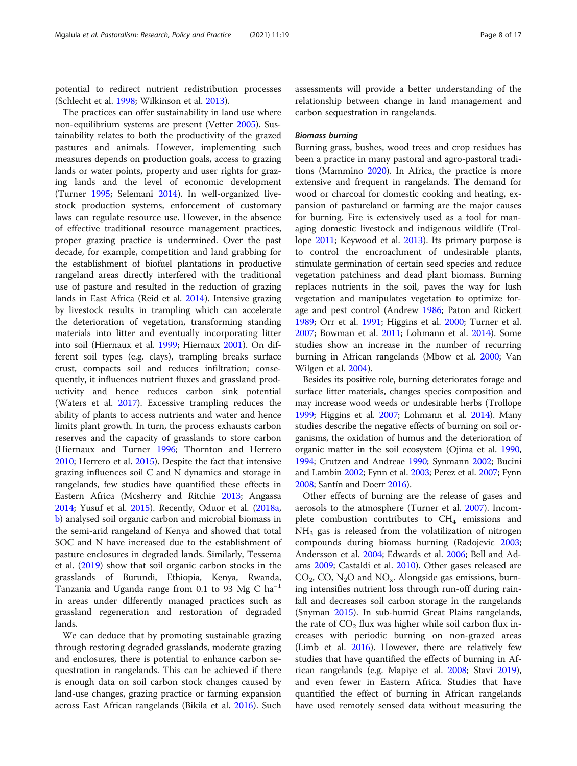potential to redirect nutrient redistribution processes (Schlecht et al. 1998; Wilkinson et al. 2013).

The practices can offer sustainability in land use where non-equilibrium systems are present (Vetter 2005). Sustainability relates to both the productivity of the grazed pastures and animals. However, implementing such measures depends on production goals, access to grazing lands or water points, property and user rights for grazing lands and the level of economic development (Turner 1995; Selemani 2014). In well-organized livestock production systems, enforcement of customary laws can regulate resource use. However, in the absence of effective traditional resource management practices, proper grazing practice is undermined. Over the past decade, for example, competition and land grabbing for the establishment of biofuel plantations in productive rangeland areas directly interfered with the traditional use of pasture and resulted in the reduction of grazing lands in East Africa (Reid et al. 2014). Intensive grazing by livestock results in trampling which can accelerate the deterioration of vegetation, transforming standing materials into litter and eventually incorporating litter into soil (Hiernaux et al. 1999; Hiernaux 2001). On different soil types (e.g. clays), trampling breaks surface crust, compacts soil and reduces infiltration; consequently, it influences nutrient fluxes and grassland productivity and hence reduces carbon sink potential (Waters et al. 2017). Excessive trampling reduces the ability of plants to access nutrients and water and hence limits plant growth. In turn, the process exhausts carbon reserves and the capacity of grasslands to store carbon (Hiernaux and Turner 1996; Thornton and Herrero 2010; Herrero et al. 2015). Despite the fact that intensive grazing influences soil C and N dynamics and storage in rangelands, few studies have quantified these effects in Eastern Africa (Mcsherry and Ritchie 2013; Angassa 2014; Yusuf et al. 2015). Recently, Oduor et al. (2018a, b) analysed soil organic carbon and microbial biomass in the semi-arid rangeland of Kenya and showed that total SOC and N have increased due to the establishment of pasture enclosures in degraded lands. Similarly, Tessema et al. (2019) show that soil organic carbon stocks in the grasslands of Burundi, Ethiopia, Kenya, Rwanda, Tanzania and Uganda range from 0.1 to 93 Mg C ha$^{-1}$ in areas under differently managed practices such as grassland regeneration and restoration of degraded lands.

We can deduce that by promoting sustainable grazing through restoring degraded grasslands, moderate grazing and enclosures, there is potential to enhance carbon sequestration in rangelands. This can be achieved if there is enough data on soil carbon stock changes caused by land-use changes, grazing practice or farming expansion across East African rangelands (Bikila et al. 2016). Such assessments will provide a better understanding of the relationship between change in land management and carbon sequestration in rangelands.

#### Biomass burning

Burning grass, bushes, wood trees and crop residues has been a practice in many pastoral and agro-pastoral traditions (Mammino 2020). In Africa, the practice is more extensive and frequent in rangelands. The demand for wood or charcoal for domestic cooking and heating, expansion of pastureland or farming are the major causes for burning. Fire is extensively used as a tool for managing domestic livestock and indigenous wildlife (Trollope 2011; Keywood et al. 2013). Its primary purpose is to control the encroachment of undesirable plants, stimulate germination of certain seed species and reduce vegetation patchiness and dead plant biomass. Burning replaces nutrients in the soil, paves the way for lush vegetation and manipulates vegetation to optimize forage and pest control (Andrew 1986; Paton and Rickert 1989; Orr et al. 1991; Higgins et al. 2000; Turner et al. 2007; Bowman et al. 2011; Lohmann et al. 2014). Some studies show an increase in the number of recurring burning in African rangelands (Mbow et al. 2000; Van Wilgen et al. 2004).

Besides its positive role, burning deteriorates forage and surface litter materials, changes species composition and may increase wood weeds or undesirable herbs (Trollope 1999; Higgins et al. 2007; Lohmann et al. 2014). Many studies describe the negative effects of burning on soil organisms, the oxidation of humus and the deterioration of organic matter in the soil ecosystem (Ojima et al. 1990, 1994; Crutzen and Andreae 1990; Synmann 2002; Bucini and Lambin 2002; Fynn et al. 2003; Perez et al. 2007; Fynn 2008; Santín and Doerr 2016).

Other effects of burning are the release of gases and aerosols to the atmosphere (Turner et al. 2007). Incomplete combustion contributes to $CH_4$ emissions and $NH_3$ gas is released from the volatilization of nitrogen compounds during biomass burning (Radojevic 2003; Andersson et al. 2004; Edwards et al. 2006; Bell and Adams 2009; Castaldi et al. 2010). Other gases released are $CO_2$, CO, $N_2O$ and $NO_x$. Alongside gas emissions, burning intensifies nutrient loss through run-off during rainfall and decreases soil carbon storage in the rangelands (Snyman 2015). In sub-humid Great Plains rangelands, the rate of $CO_2$ flux was higher while soil carbon flux increases with periodic burning on non-grazed areas (Limb et al. 2016). However, there are relatively few studies that have quantified the effects of burning in African rangelands (e.g. Mapiye et al. 2008; Stavi 2019), and even fewer in Eastern Africa. Studies that have quantified the effect of burning in African rangelands have used remotely sensed data without measuring the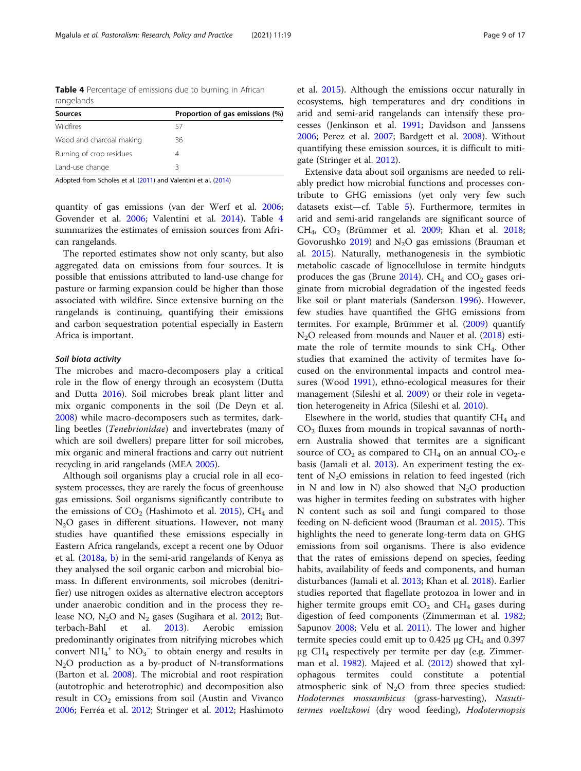**Table 4** Percentage of emissions due to burning in African rangelands

| Sources | Proportion of gas emissions (%) |
| --- | --- |
| Wildfires | 57 |
| Wood and charcoal making | 36 |
| Burning of crop residues | 4 |
| Land-use change | 3 |

Adopted from Scholes et al. (2011) and Valentini et al. (2014)

quantity of gas emissions (van der Werf et al. 2006; Govender et al. 2006; Valentini et al. 2014). Table 4 summarizes the estimates of emission sources from African rangelands.

The reported estimates show not only scanty, but also aggregated data on emissions from four sources. It is possible that emissions attributed to land-use change for pasture or farming expansion could be higher than those associated with wildfire. Since extensive burning on the rangelands is continuing, quantifying their emissions and carbon sequestration potential especially in Eastern Africa is important.

#### *Soil biota activity*

The microbes and macro-decomposers play a critical role in the flow of energy through an ecosystem (Dutta and Dutta 2016). Soil microbes break plant litter and mix organic components in the soil (De Deyn et al. 2008) while macro-decomposers such as termites, darkling beetles (*Tenebrionidae*) and invertebrates (many of which are soil dwellers) prepare litter for soil microbes, mix organic and mineral fractions and carry out nutrient recycling in arid rangelands (MEA 2005).

Although soil organisms play a crucial role in all ecosystem processes, they are rarely the focus of greenhouse gas emissions. Soil organisms significantly contribute to the emissions of $CO_2$ (Hashimoto et al. 2015), $CH_4$ and $N_2O$ gases in different situations. However, not many studies have quantified these emissions especially in Eastern Africa rangelands, except a recent one by Oduor et al. (2018a, b) in the semi-arid rangelands of Kenya as they analysed the soil organic carbon and microbial biomass. In different environments, soil microbes (denitrifier) use nitrogen oxides as alternative electron acceptors under anaerobic condition and in the process they release NO, $N_2O$ and $N_2$ gases (Sugihara et al. 2012; Butterbach-Bahl et al. 2013). Aerobic emission predominantly originates from nitrifying microbes which convert $NH_4^+$ to $NO_3^-$ to obtain energy and results in $N_2O$ production as a by-product of N-transformations (Barton et al. 2008). The microbial and root respiration (autotrophic and heterotrophic) and decomposition also result in $CO_2$ emissions from soil (Austin and Vivanco 2006; Ferréa et al. 2012; Stringer et al. 2012; Hashimoto et al. 2015). Although the emissions occur naturally in ecosystems, high temperatures and dry conditions in arid and semi-arid rangelands can intensify these processes (Jenkinson et al. 1991; Davidson and Janssens 2006; Perez et al. 2007; Bardgett et al. 2008). Without quantifying these emission sources, it is difficult to mitigate (Stringer et al. 2012).

Extensive data about soil organisms are needed to reliably predict how microbial functions and processes contribute to GHG emissions (yet only very few such datasets exist—cf. Table 5). Furthermore, termites in arid and semi-arid rangelands are significant source of $CH_4$, $CO_2$ (Brümmer et al. 2009; Khan et al. 2018; Govorushko 2019) and $N_2O$ gas emissions (Brauman et al. 2015). Naturally, methanogenesis in the symbiotic metabolic cascade of lignocellulose in termite hindguts produces the gas (Brune 2014). $CH_4$ and $CO_2$ gases originate from microbial degradation of the ingested feeds like soil or plant materials (Sanderson 1996). However, few studies have quantified the GHG emissions from termites. For example, Brümmer et al. (2009) quantify $N_2O$ released from mounds and Nauer et al. (2018) estimate the role of termite mounds to sink $CH_4$. Other studies that examined the activity of termites have focused on the environmental impacts and control measures (Wood 1991), ethno-ecological measures for their management (Sileshi et al. 2009) or their role in vegetation heterogeneity in Africa (Sileshi et al. 2010).

Elsewhere in the world, studies that quantify $CH_4$ and $CO_2$ fluxes from mounds in tropical savannas of northern Australia showed that termites are a significant source of $CO_2$ as compared to $CH_4$ on an annual $CO_2$-e basis (Jamali et al. 2013). An experiment testing the extent of $N_2O$ emissions in relation to feed ingested (rich in N and low in N) also showed that $N_2O$ production was higher in termites feeding on substrates with higher N content such as soil and fungi compared to those feeding on N-deficient wood (Brauman et al. 2015). This highlights the need to generate long-term data on GHG emissions from soil organisms. There is also evidence that the rates of emissions depend on species, feeding habits, availability of feeds and components, and human disturbances (Jamali et al. 2013; Khan et al. 2018). Earlier studies reported that flagellate protozoa in lower and in higher termite groups emit $CO_2$ and $CH_4$ gases during digestion of feed components (Zimmerman et al. 1982; Sapunov 2008; Velu et al. 2011). The lower and higher termite species could emit up to 0.425 μg $CH_4$ and 0.397 μg $CH_4$ respectively per termite per day (e.g. Zimmerman et al. 1982). Majeed et al. (2012) showed that xylophagous termites could constitute a potential atmospheric sink of $N_2O$ from three species studied: *Hodotermes mossambicus* (grass-harvesting), *Nasutitermes voeltzkowi* (dry wood feeding), *Hodotermopsis*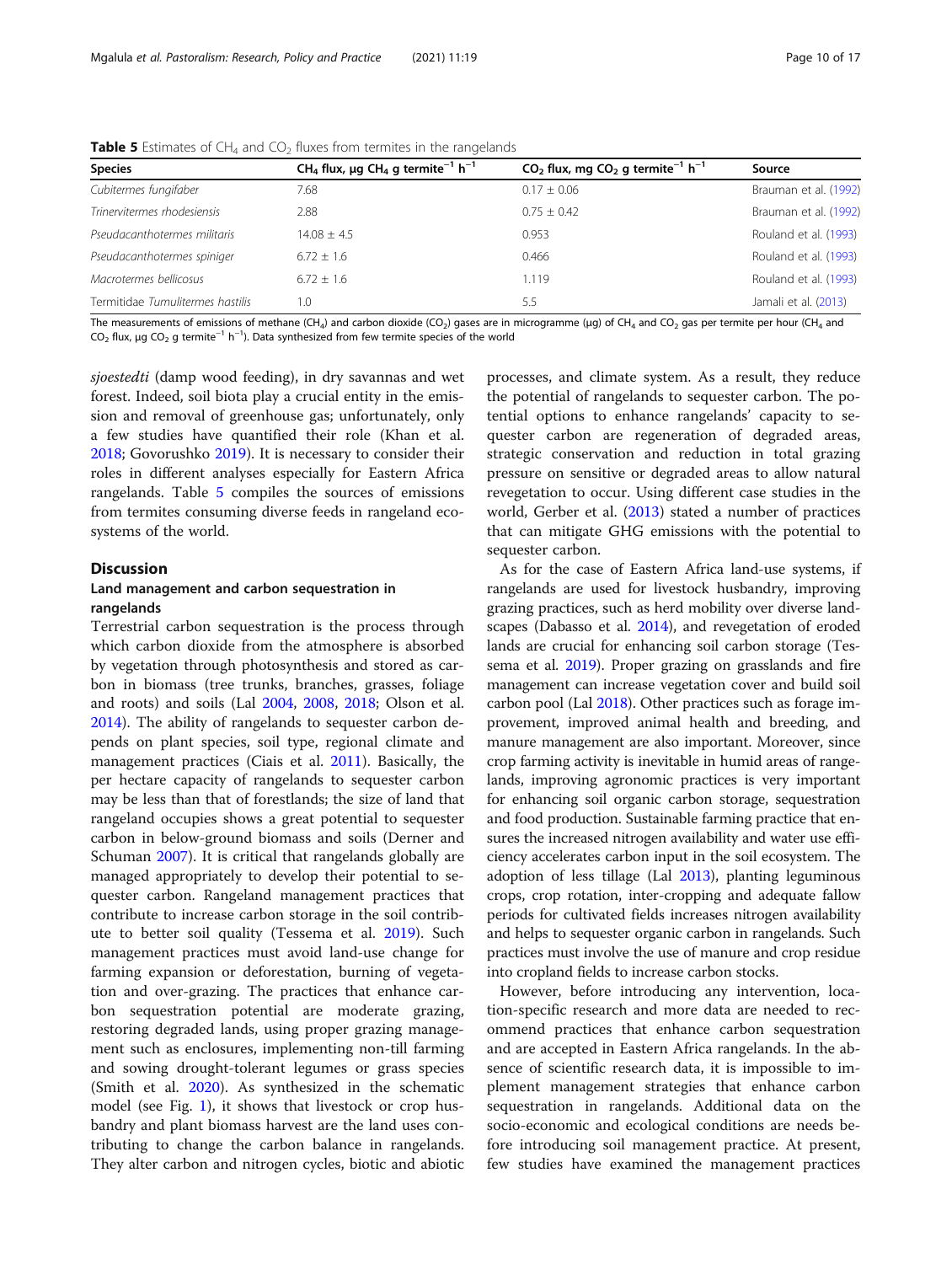**Table 5** Estimates of $CH_4$ and $CO_2$ fluxes from termites in the rangelands

| Species | $CH_4$ flux, μg $CH_4$ g termite$^{-1}$ h$^{-1}$ | $CO_2$ flux, mg $CO_2$ g termite$^{-1}$ h$^{-1}$ | Source |
|---|---|---|---|
| *Cubitermes fungifaber* | 7.68 | 0.17 ± 0.06 | Brauman et al. (1992) |
| *Trinervitermes rhodesiensis* | 2.88 | 0.75 ± 0.42 | Brauman et al. (1992) |
| *Pseudacanthotermes militaris* | 14.08 ± 4.5 | 0.953 | Rouland et al. (1993) |
| *Pseudacanthotermes spiniger* | 6.72 ± 1.6 | 0.466 | Rouland et al. (1993) |
| *Macrotermes bellicosus* | 6.72 ± 1.6 | 1.119 | Rouland et al. (1993) |
| Termitidae *Tumulitermes hastilis* | 1.0 | 5.5 | Jamali et al. (2013) |

The measurements of emissions of methane ($CH_4$) and carbon dioxide ($CO_2$) gases are in microgramme (μg) of $CH_4$ and $CO_2$ gas per termite per hour ($CH_4$ and $CO_2$ flux, μg $CO_2$ g termite$^{-1}$ h$^{-1}$). Data synthesized from few termite species of the world

*sjoestedti* (damp wood feeding), in dry savannas and wet forest. Indeed, soil biota play a crucial entity in the emission and removal of greenhouse gas; unfortunately, only a few studies have quantified their role (Khan et al. 2018; Govorushko 2019). It is necessary to consider their roles in different analyses especially for Eastern Africa rangelands. Table 5 compiles the sources of emissions from termites consuming diverse feeds in rangeland ecosystems of the world.

## Discussion

### Land management and carbon sequestration in rangelands

Terrestrial carbon sequestration is the process through which carbon dioxide from the atmosphere is absorbed by vegetation through photosynthesis and stored as carbon in biomass (tree trunks, branches, grasses, foliage and roots) and soils (Lal 2004, 2008, 2018; Olson et al. 2014). The ability of rangelands to sequester carbon depends on plant species, soil type, regional climate and management practices (Ciais et al. 2011). Basically, the per hectare capacity of rangelands to sequester carbon may be less than that of forestlands; the size of land that rangeland occupies shows a great potential to sequester carbon in below-ground biomass and soils (Derner and Schuman 2007). It is critical that rangelands globally are managed appropriately to develop their potential to sequester carbon. Rangeland management practices that contribute to increase carbon storage in the soil contribute to better soil quality (Tessema et al. 2019). Such management practices must avoid land-use change for farming expansion or deforestation, burning of vegetation and over-grazing. The practices that enhance carbon sequestration potential are moderate grazing, restoring degraded lands, using proper grazing management such as enclosures, implementing non-till farming and sowing drought-tolerant legumes or grass species (Smith et al. 2020). As synthesized in the schematic model (see Fig. 1), it shows that livestock or crop husbandry and plant biomass harvest are the land uses contributing to change the carbon balance in rangelands. They alter carbon and nitrogen cycles, biotic and abiotic processes, and climate system. As a result, they reduce the potential of rangelands to sequester carbon. The potential options to enhance rangelands' capacity to sequester carbon are regeneration of degraded areas, strategic conservation and reduction in total grazing pressure on sensitive or degraded areas to allow natural revegetation to occur. Using different case studies in the world, Gerber et al. (2013) stated a number of practices that can mitigate GHG emissions with the potential to sequester carbon.

As for the case of Eastern Africa land-use systems, if rangelands are used for livestock husbandry, improving grazing practices, such as herd mobility over diverse landscapes (Dabasso et al. 2014), and revegetation of eroded lands are crucial for enhancing soil carbon storage (Tessema et al. 2019). Proper grazing on grasslands and fire management can increase vegetation cover and build soil carbon pool (Lal 2018). Other practices such as forage improvement, improved animal health and breeding, and manure management are also important. Moreover, since crop farming activity is inevitable in humid areas of rangelands, improving agronomic practices is very important for enhancing soil organic carbon storage, sequestration and food production. Sustainable farming practice that ensures the increased nitrogen availability and water use efficiency accelerates carbon input in the soil ecosystem. The adoption of less tillage (Lal 2013), planting leguminous crops, crop rotation, inter-cropping and adequate fallow periods for cultivated fields increases nitrogen availability and helps to sequester organic carbon in rangelands. Such practices must involve the use of manure and crop residue into cropland fields to increase carbon stocks.

However, before introducing any intervention, location-specific research and more data are needed to recommend practices that enhance carbon sequestration and are accepted in Eastern Africa rangelands. In the absence of scientific research data, it is impossible to implement management strategies that enhance carbon sequestration in rangelands. Additional data on the socio-economic and ecological conditions are needs before introducing soil management practice. At present, few studies have examined the management practices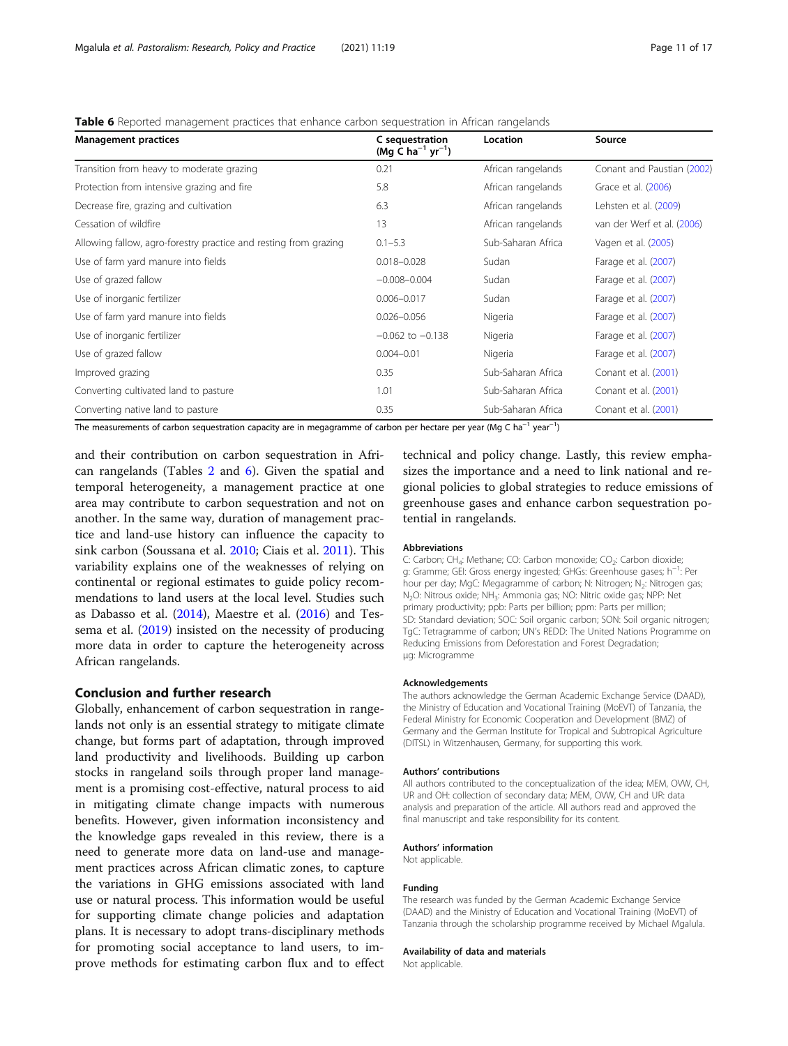**Table 6** Reported management practices that enhance carbon sequestration in African rangelands

| Management practices | C sequestration ($Mg\ C\ ha^{-1}\ yr^{-1}$) | Location | Source |
|---|---|---|---|
| Transition from heavy to moderate grazing | 0.21 | African rangelands | Conant and Paustian (2002) |
| Protection from intensive grazing and fire | 5.8 | African rangelands | Grace et al. (2006) |
| Decrease fire, grazing and cultivation | 6.3 | African rangelands | Lehsten et al. (2009) |
| Cessation of wildfire | 13 | African rangelands | van der Werf et al. (2006) |
| Allowing fallow, agro-forestry practice and resting from grazing | 0.1–5.3 | Sub-Saharan Africa | Vagen et al. (2005) |
| Use of farm yard manure into fields | 0.018–0.028 | Sudan | Farage et al. (2007) |
| Use of grazed fallow | −0.008–0.004 | Sudan | Farage et al. (2007) |
| Use of inorganic fertilizer | 0.006–0.017 | Sudan | Farage et al. (2007) |
| Use of farm yard manure into fields | 0.026–0.056 | Nigeria | Farage et al. (2007) |
| Use of inorganic fertilizer | −0.062 to −0.138 | Nigeria | Farage et al. (2007) |
| Use of grazed fallow | 0.004–0.01 | Nigeria | Farage et al. (2007) |
| Improved grazing | 0.35 | Sub-Saharan Africa | Conant et al. (2001) |
| Converting cultivated land to pasture | 1.01 | Sub-Saharan Africa | Conant et al. (2001) |
| Converting native land to pasture | 0.35 | Sub-Saharan Africa | Conant et al. (2001) |

The measurements of carbon sequestration capacity are in megagramme of carbon per hectare per year ($Mg\ C\ ha^{-1}\ year^{-1}$)

and their contribution on carbon sequestration in African rangelands (Tables 2 and 6). Given the spatial and temporal heterogeneity, a management practice at one area may contribute to carbon sequestration and not on another. In the same way, duration of management practice and land-use history can influence the capacity to sink carbon (Soussana et al. 2010; Ciais et al. 2011). This variability explains one of the weaknesses of relying on continental or regional estimates to guide policy recommendations to land users at the local level. Studies such as Dabasso et al. (2014), Maestre et al. (2016) and Tessema et al. (2019) insisted on the necessity of producing more data in order to capture the heterogeneity across African rangelands.

## Conclusion and further research

Globally, enhancement of carbon sequestration in rangelands not only is an essential strategy to mitigate climate change, but forms part of adaptation, through improved land productivity and livelihoods. Building up carbon stocks in rangeland soils through proper land management is a promising cost-effective, natural process to aid in mitigating climate change impacts with numerous benefits. However, given information inconsistency and the knowledge gaps revealed in this review, there is a need to generate more data on land-use and management practices across African climatic zones, to capture the variations in GHG emissions associated with land use or natural process. This information would be useful for supporting climate change policies and adaptation plans. It is necessary to adopt trans-disciplinary methods for promoting social acceptance to land users, to improve methods for estimating carbon flux and to effect technical and policy change. Lastly, this review emphasizes the importance and a need to link national and regional policies to global strategies to reduce emissions of greenhouse gases and enhance carbon sequestration potential in rangelands.

### Abbreviations

C: Carbon; $CH_4$: Methane; CO: Carbon monoxide; $CO_2$: Carbon dioxide; g: Gramme; GEI: Gross energy ingested; GHGs: Greenhouse gases; $h^{-1}$: Per hour per day; MgC: Megagramme of carbon; N: Nitrogen; $N_2$: Nitrogen gas; $N_2O$: Nitrous oxide; $NH_3$: Ammonia gas; NO: Nitric oxide gas; NPP: Net primary productivity; ppb: Parts per billion; ppm: Parts per million; SD: Standard deviation; SOC: Soil organic carbon; SON: Soil organic nitrogen; TgC: Tetragramme of carbon; UN's REDD: The United Nations Programme on Reducing Emissions from Deforestation and Forest Degradation; μg: Microgramme

### Acknowledgements

The authors acknowledge the German Academic Exchange Service (DAAD), the Ministry of Education and Vocational Training (MoEVT) of Tanzania, the Federal Ministry for Economic Cooperation and Development (BMZ) of Germany and the German Institute for Tropical and Subtropical Agriculture (DITSL) in Witzenhausen, Germany, for supporting this work.

### Authors' contributions

All authors contributed to the conceptualization of the idea; MEM, OVW, CH, UR and OH: collection of secondary data; MEM, OVW, CH and UR: data analysis and preparation of the article. All authors read and approved the final manuscript and take responsibility for its content.

### Authors' information

Not applicable.

### Funding

The research was funded by the German Academic Exchange Service (DAAD) and the Ministry of Education and Vocational Training (MoEVT) of Tanzania through the scholarship programme received by Michael Mgalula.

### Availability of data and materials

Not applicable.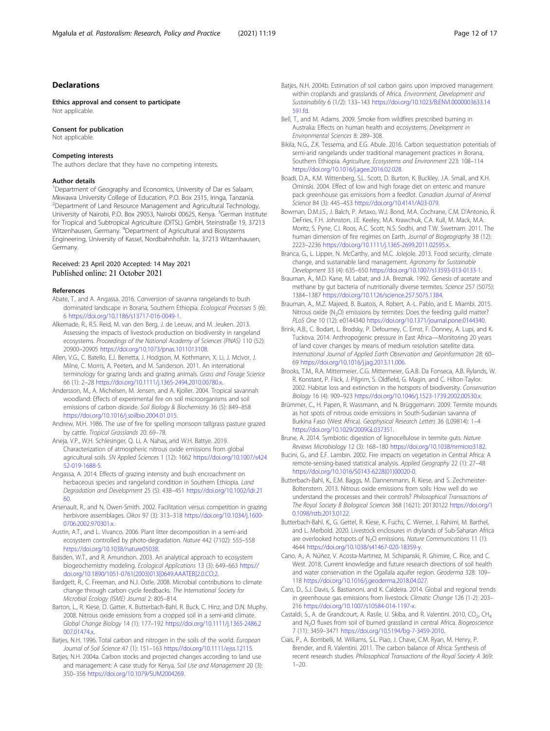## Declarations

### Ethics approval and consent to participate
Not applicable.

### Consent for publication
Not applicable.

### Competing interests
The authors declare that they have no competing interests.

### Author details
[1]Department of Geography and Economics, University of Dar es Salaam, Mkwawa University College of Education, P.O. Box 2315, Iringa, Tanzania. [2]Department of Land Resource Management and Agricultural Technology, University of Nairobi, P.O. Box 29053, Nairobi 00625, Kenya. [3]German Institute for Tropical and Subtropical Agriculture (DITSL) GmbH, Steinstraße 19, 37213 Witzenhausen, Germany. [4]Department of Agricultural and Biosystems Engineering, University of Kassel, Nordbahnhofstr. 1a, 37213 Witzenhausen, Germany.

Received: 23 April 2020 Accepted: 14 May 2021
Published online: 21 October 2021

### References

Abate, T., and A. Angassa. 2016. Conversion of savanna rangelands to bush dominated landscape in Borana, Southern Ethiopia. *Ecological Processes* 5 (6): 6 https://doi.org/10.1186/s13717-016-0049-1.

Alkemade, R., R.S. Reid, M. van den Berg, J. de Leeuw, and M. Jeuken. 2013. Assessing the impacts of livestock production on biodiversity in rangeland ecosystems. *Proceedings of the National Academy of Sciences (PNAS)* 110 (52): 20900–20905 https://doi.org/10.1073/pnas.1011013108.

Allen, V.G., C. Batello, E.J. Berretta, J. Hodgson, M. Kothmann, X. Li, J. McIvor, J. Milne, C. Morris, A. Peeters, and M. Sanderson. 2011. An international terminology for grazing lands and grazing animals. *Grass and Forage Science* 66 (1): 2–28 https://doi.org/10.1111/j.1365-2494.2010.00780.x.

Andersson, M., A. Michelsen, M. Jensen, and A. Kjoller. 2004. Tropical savannah woodland: Effects of experimental fire on soil microorganisms and soil emissions of carbon dioxide. *Soil Biology & Biochemistry* 36 (5): 849–858 https://doi.org/10.1016/j.soilbio.2004.01.015.

Andrew, M.H. 1986. The use of fire for spelling monsoon tallgrass pasture grazed by cattle. *Tropical Grasslands* 20: 69–78.

Aneja, V.P., W.H. Schlesinger, Q. Li, A. Nahas, and W.H. Battye. 2019. Characterization of atmospheric nitrous oxide emissions from global agricultural soils. *SN Applied Sciences* 1 (12): 1662 https://doi.org/10.1007/s42452-019-1688-5.

Angassa, A. 2014. Effects of grazing intensity and bush encroachment on herbaceous species and rangeland condition in Southern Ethiopia. *Land Degradation and Development* 25 (5): 438–451 https://doi.org/10.1002/ldr.2160.

Arsenault, R., and N. Owen-Smith. 2002. Facilitation versus competition in grazing herbivore assemblages. *Oikos* 97 (3): 313–318 https://doi.org/10.1034/j.1600-0706.2002.970301.x.

Austin, A.T., and L. Vivanco. 2006. Plant litter decomposition in a semi-arid ecosystem controlled by photo-degradation. *Nature* 442 (7102): 555–558 https://doi.org/10.1038/nature05038.

Baisden, W.T., and R. Amundson. 2003. An analytical approach to ecosystem biogeochemistry modeling. *Ecological Applications* 13 (3): 649–663 https://doi.org/10.1890/1051-0761(2003)013[0649:AAATEB]2.0.CO;2.

Bardgett, R., C. Freeman, and N.J. Ostle. 2008. Microbial contributions to climate change through carbon cycle feedbacks. *The International Society for Microbial Ecology (ISME) Journal* 2: 805–814.

Barton, L., R. Kiese, D. Gatter, K. Butterbach-Bahl, R. Buck, C. Hinz, and D.N. Muphy. 2008. Nitrous oxide emissions from a cropped soil in a semi-arid climate. *Global Change Biology* 14 (1): 177–192 https://doi.org/10.1111/j.1365-2486.2007.01474.x.

Batjes, N.H. 1996. Total carbon and nitrogen in the soils of the world. *European Journal of Soil Science* 47 (1): 151–163 https://doi.org/10.1111/ejss.12115.

Batjes, N.H. 2004a. Carbon stocks and projected changes according to land use and management: A case study for Kenya. *Soil Use and Management* 20 (3): 350–356 https://doi.org/10.1079/SUM2004269.

Batjes, N.H. 2004b. Estimation of soil carbon gains upon improved management within croplands and grasslands of Africa. *Environment, Development and Sustainability* 6 (1/2): 133–143 https://doi.org/10.1023/B:ENVI.0000003633.14591.fd.

Bell, T., and M. Adams. 2009. Smoke from wildfires prescribed burning in Australia: Effects on human health and ecosystems. *Development in Environmental Sciences* 8: 289–308.

Bikila, N.G., Z.K. Tessema, and E.G. Abule. 2016. Carbon sequestration potentials of semi-arid rangelands under traditional management practices in Borana, Southern Ethiopia. *Agriculture, Ecosystems and Environment* 223: 108–114 https://doi.org/10.1016/j.agee.2016.02.028.

Boadi, D.A., K.M. Wittenberg, S.L. Scott, D. Burton, K. Buckley, J.A. Small, and K.H. Ominski. 2004. Effect of low and high forage diet on enteric and manure pack greenhouse gas emissions from a feedlot. *Canadian Journal of Animal Science* 84 (3): 445–453 https://doi.org/10.4141/A03-079.

Bowman, D.M.J.S., J. Balch, P. Artaxo, W.J. Bond, M.A. Cochrane, C.M. D'Antonio, R. DeFries, F.H. Johnston, J.E. Keeley, M.A. Krawchuk, C.A. Kull, M. Mack, M.A. Moritz, S. Pyne, C.I. Roos, A.C. Scott, N.S. Sodhi, and T.W. Swetnam. 2011. The human dimension of fire regimes on Earth. *Journal of Biogeography* 38 (12): 2223–2236 https://doi.org/10.1111/j.1365-2699.2011.02595.x.

Branca, G., L. Lipper, N. McCarthy, and M.C. Jolejole. 2013. Food security, climate change, and sustainable land management. *Agronomy for Sustainable Development* 33 (4): 635–650 https://doi.org/10.1007/s13593-013-0133-1.

Brauman, A., M.D. Kane, M. Labat, and J.A. Breznak. 1992. Genesis of acetate and methane by gut bacteria of nutritionally diverse termites. *Science* 257 (5075): 1384–1387 https://doi.org/10.1126/science.257.5075.1384.

Brauman, A., M.Z. Majeed, B. Buatois, A. Robert, A.-L. Pablo, and E. Miambi. 2015. Nitrous oxide ($N_2O$) emissions by termites: Does the feeding guild matter? *PLoS One* 10 (12): e0144340 https://doi.org/10.1371/journal.pone.0144340.

Brink, A.B., C. Bodart, L. Brodsky, P. Defourney, C. Ernst, F. Donney, A. Lupi, and K. Tuckova. 2014. Anthropogenic pressure in East Africa—Monitoring 20 years of land cover changes by means of medium resolution satellite data. *International Journal of Applied Earth Observation and Geoinformation* 28: 60–69 https://doi.org/10.1016/j.jag.2013.11.006.

Brooks, T.M., R.A. Mittermeier, C.G. Mittermeier, G.A.B. Da Fonseca, A.B. Rylands, W.R. Konstant, P. Flick, J. Pilgrim, S. Oldfield, G. Magin, and C. Hilton-Taylor. 2002. Habitat loss and extinction in the hotspots of biodiversity. *Conservation Biology* 16 (4): 909–923 https://doi.org/10.1046/j.1523-1739.2002.00530.x.

Brümmer, C., H. Papen, R. Wassmann, and N. Brüggemann. 2009. Termite mounds as hot spots of nitrous oxide emissions in South-Sudanian savanna of Burkina Faso (West Africa). *Geophysical Research Letters* 36 (L09814): 1–4 https://doi.org/10.1029/2009GL037351.

Brune, A. 2014. Symbiotic digestion of lignocellulose in termite guts. *Nature Reviews Microbiology* 12 (3): 168–180 https://doi.org/10.1038/nrmicro3182.

Bucini, G., and E.F. Lambin. 2002. Fire impacts on vegetation in Central Africa: A remote-sensing-based statistical analysis. *Applied Geography* 22 (1): 27–48 https://doi.org/10.1016/S0143-6228(01)00020-0.

Butterbach-Bahl, K., E.M. Baggs, M. Dannenmann, R. Kiese, and S. Zechmeister-Boltenstern. 2013. Nitrous oxide emissions from soils: How well do we understand the processes and their controls? *Philosophical Transactions of The Royal Society B Biological Sciences* 368 (1621): 20130122 https://doi.org/10.1098/rstb.2013.0122.

Butterbach-Bahl, K., G. Gettel, R. Kiese, K. Fuchs, C. Werner, J. Rahimi, M. Barthel, and L. Merbold. 2020. Livestock enclosures in drylands of Sub-Saharan Africa are overlooked hotspots of $N_2O$ emissions. *Nature Communications* 11 (1): 4644 https://doi.org/10.1038/s41467-020-18359-y.

Cano, A., A. Núñez, V. Acosta-Martinez, M. Schipanski, R. Ghimire, C. Rice, and C. West. 2018. Current knowledge and future research directions of soil health and water conservation in the Ogallala aquifer region. *Geoderma* 328: 109–118 https://doi.org/10.1016/j.geoderma.2018.04.027.

Caro, D., S.J. Davis, S. Bastianoni, and K. Caldeira. 2014. Global and regional trends in greenhouse gas emissions from livestock. *Climatic Change* 126 (1-2): 203–216 https://doi.org/10.1007/s10584-014-1197-x.

Castaldi, S., A. de Grandcourt, A. Rasile, U. Skiba, and R. Valentini. 2010. $CO_2$, $CH_4$ and $N_2O$ fluxes from soil of burned grassland in central Africa. *Biogeoscience* 7 (11): 3459–3471 https://doi.org/10.5194/bg-7-3459-2010.

Ciais, P., A. Bombelli, M. Williams, S.L. Piao, J. Chave, C.M. Ryan, M. Henry, P. Brender, and R. Valentini. 2011. The carbon balance of Africa: Synthesis of recent research studies. *Philosophical Transactions of the Royal Society A* 369: 1–20.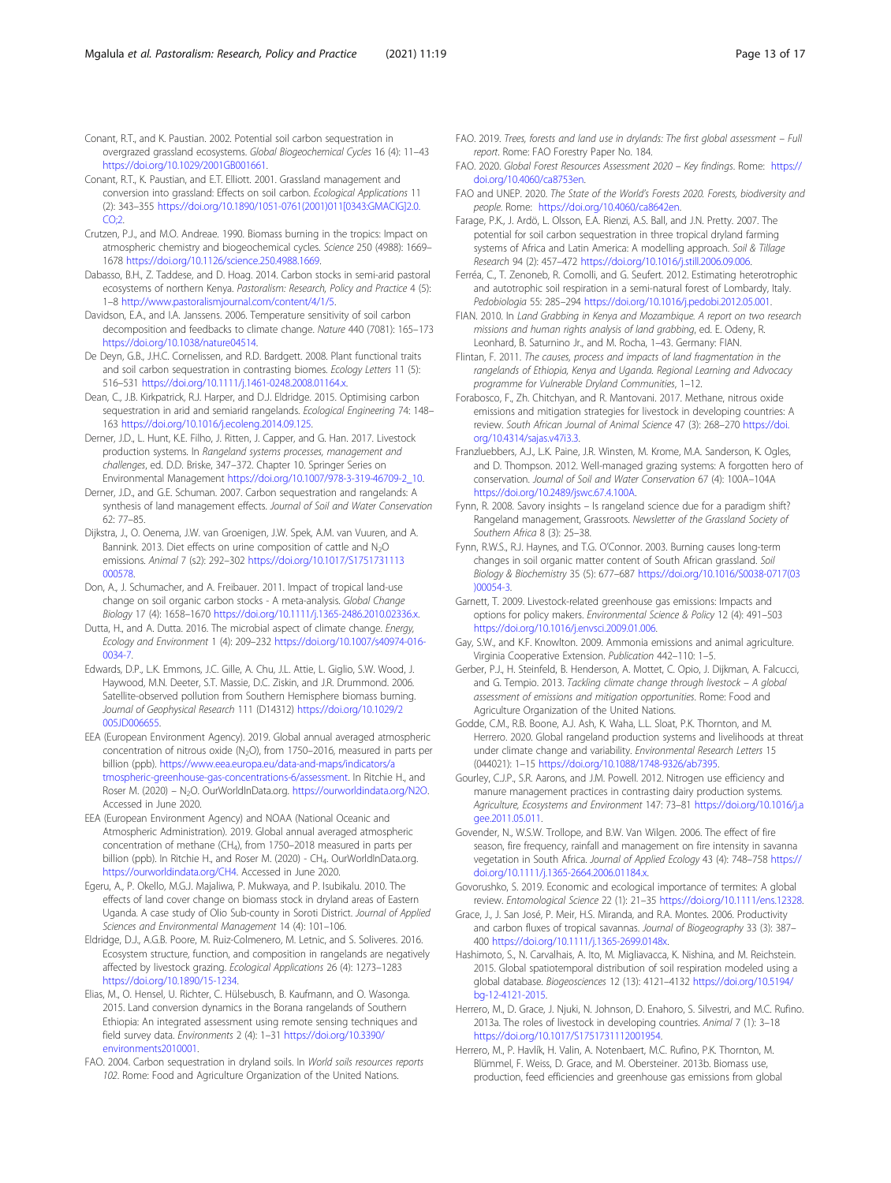Conant, R.T., and K. Paustian. 2002. Potential soil carbon sequestration in overgrazed grassland ecosystems. *Global Biogeochemical Cycles* 16 (4): 11–43 https://doi.org/10.1029/2001GB001661.

Conant, R.T., K. Paustian, and E.T. Elliott. 2001. Grassland management and conversion into grassland: Effects on soil carbon. *Ecological Applications* 11 (2): 343–355 https://doi.org/10.1890/1051-0761(2001)011[0343:GMACIG]2.0.CO;2.

Crutzen, P.J., and M.O. Andreae. 1990. Biomass burning in the tropics: Impact on atmospheric chemistry and biogeochemical cycles. *Science* 250 (4988): 1669–1678 https://doi.org/10.1126/science.250.4988.1669.

Dabasso, B.H., Z. Taddese, and D. Hoag. 2014. Carbon stocks in semi-arid pastoral ecosystems of northern Kenya. *Pastoralism: Research, Policy and Practice* 4 (5): 1–8 http://www.pastoralismjournal.com/content/4/1/5.

Davidson, E.A., and I.A. Janssens. 2006. Temperature sensitivity of soil carbon decomposition and feedbacks to climate change. *Nature* 440 (7081): 165–173 https://doi.org/10.1038/nature04514.

De Deyn, G.B., J.H.C. Cornelissen, and R.D. Bardgett. 2008. Plant functional traits and soil carbon sequestration in contrasting biomes. *Ecology Letters* 11 (5): 516–531 https://doi.org/10.1111/j.1461-0248.2008.01164.x.

Dean, C., J.B. Kirkpatrick, R.J. Harper, and D.J. Eldridge. 2015. Optimising carbon sequestration in arid and semiarid rangelands. *Ecological Engineering* 74: 148–163 https://doi.org/10.1016/j.ecoleng.2014.09.125.

Derner, J.D., L. Hunt, K.E. Filho, J. Ritten, J. Capper, and G. Han. 2017. Livestock production systems. In *Rangeland systems processes, management and challenges*, ed. D.D. Briske, 347–372. Chapter 10. Springer Series on Environmental Management https://doi.org/10.1007/978-3-319-46709-2_10.

Derner, J.D., and G.E. Schuman. 2007. Carbon sequestration and rangelands: A synthesis of land management effects. *Journal of Soil and Water Conservation* 62: 77–85.

Dijkstra, J., O. Oenema, J.W. van Groenigen, J.W. Spek, A.M. van Vuuren, and A. Bannink. 2013. Diet effects on urine composition of cattle and $N_2O$ emissions. *Animal* 7 (s2): 292–302 https://doi.org/10.1017/S1751731113000578.

Don, A., J. Schumacher, and A. Freibauer. 2011. Impact of tropical land-use change on soil organic carbon stocks - A meta-analysis. *Global Change Biology* 17 (4): 1658–1670 https://doi.org/10.1111/j.1365-2486.2010.02336.x.

Dutta, H., and A. Dutta. 2016. The microbial aspect of climate change. *Energy, Ecology and Environment* 1 (4): 209–232 https://doi.org/10.1007/s40974-016-0034-7.

Edwards, D.P., L.K. Emmons, J.C. Gille, A. Chu, J.L. Attie, L. Giglio, S.W. Wood, J. Haywood, M.N. Deeter, S.T. Massie, D.C. Ziskin, and J.R. Drummond. 2006. Satellite-observed pollution from Southern Hemisphere biomass burning. *Journal of Geophysical Research* 111 (D14312) https://doi.org/10.1029/2005JD006655.

EEA (European Environment Agency). 2019. Global annual averaged atmospheric concentration of nitrous oxide ($N_2O$), from 1750–2016, measured in parts per billion (ppb). https://www.eea.europa.eu/data-and-maps/indicators/atmospheric-greenhouse-gas-concentrations-6/assessment. In Ritchie H., and Roser M. (2020) – $N_2O$. OurWorldInData.org. https://ourworldindata.org/N2O. Accessed in June 2020.

EEA (European Environment Agency) and NOAA (National Oceanic and Atmospheric Administration). 2019. Global annual averaged atmospheric concentration of methane ($CH_4$), from 1750–2018 measured in parts per billion (ppb). In Ritchie H., and Roser M. (2020) - $CH_4$. OurWorldInData.org. https://ourworldindata.org/CH4. Accessed in June 2020.

Egeru, A., P. Okello, M.G.J. Majaliwa, P. Mukwaya, and P. Isubikalu. 2010. The effects of land cover change on biomass stock in dryland areas of Eastern Uganda. A case study of Olio Sub-county in Soroti District. *Journal of Applied Sciences and Environmental Management* 14 (4): 101–106.

Eldridge, D.J., A.G.B. Poore, M. Ruiz-Colmenero, M. Letnic, and S. Soliveres. 2016. Ecosystem structure, function, and composition in rangelands are negatively affected by livestock grazing. *Ecological Applications* 26 (4): 1273–1283 https://doi.org/10.1890/15-1234.

Elias, M., O. Hensel, U. Richter, C. Hülsebusch, B. Kaufmann, and O. Wasonga. 2015. Land conversion dynamics in the Borana rangelands of Southern Ethiopia: An integrated assessment using remote sensing techniques and field survey data. *Environments* 2 (4): 1–31 https://doi.org/10.3390/environments2010001.

FAO. 2004. Carbon sequestration in dryland soils. In *World soils resources reports 102*. Rome: Food and Agriculture Organization of the United Nations.

FAO. 2019. *Trees, forests and land use in drylands: The first global assessment – Full report*. Rome: FAO Forestry Paper No. 184.

FAO. 2020. *Global Forest Resources Assessment 2020 – Key findings*. Rome: https://doi.org/10.4060/ca8753en.

FAO and UNEP. 2020. *The State of the World's Forests 2020. Forests, biodiversity and people*. Rome: https://doi.org/10.4060/ca8642en.

Farage, P.K., J. Ardö, L. Olsson, E.A. Rienzi, A.S. Ball, and J.N. Pretty. 2007. The potential for soil carbon sequestration in three tropical dryland farming systems of Africa and Latin America: A modelling approach. *Soil & Tillage Research* 94 (2): 457–472 https://doi.org/10.1016/j.still.2006.09.006.

Ferréa, C., T. Zenoneb, R. Comolli, and G. Seufert. 2012. Estimating heterotrophic and autotrophic soil respiration in a semi-natural forest of Lombardy, Italy. *Pedobiologia* 55: 285–294 https://doi.org/10.1016/j.pedobi.2012.05.001.

FIAN. 2010. In *Land Grabbing in Kenya and Mozambique. A report on two research missions and human rights analysis of land grabbing*, ed. E. Odeny, R. Leonhard, B. Saturnino Jr., and M. Rocha, 1–43. Germany: FIAN.

Flintan, F. 2011. *The causes, process and impacts of land fragmentation in the rangelands of Ethiopia, Kenya and Uganda. Regional Learning and Advocacy programme for Vulnerable Dryland Communities*, 1–12.

Forabosco, F., Zh. Chitchyan, and R. Mantovani. 2017. Methane, nitrous oxide emissions and mitigation strategies for livestock in developing countries: A review. *South African Journal of Animal Science* 47 (3): 268–270 https://doi.org/10.4314/sajas.v47i3.3.

Franzluebbers, A.J., L.K. Paine, J.R. Winsten, M. Krome, M.A. Sanderson, K. Ogles, and D. Thompson. 2012. Well-managed grazing systems: A forgotten hero of conservation. *Journal of Soil and Water Conservation* 67 (4): 100A–104A https://doi.org/10.2489/jswc.67.4.100A.

Fynn, R. 2008. Savory insights – Is rangeland science due for a paradigm shift? Rangeland management, Grassroots. *Newsletter of the Grassland Society of Southern Africa* 8 (3): 25–38.

Fynn, R.W.S., R.J. Haynes, and T.G. O'Connor. 2003. Burning causes long-term changes in soil organic matter content of South African grassland. *Soil Biology & Biochemistry* 35 (5): 677–687 https://doi.org/10.1016/S0038-0717(03)00054-3.

Garnett, T. 2009. Livestock-related greenhouse gas emissions: Impacts and options for policy makers. *Environmental Science & Policy* 12 (4): 491–503 https://doi.org/10.1016/j.envsci.2009.01.006.

Gay, S.W., and K.F. Knowlton. 2009. Ammonia emissions and animal agriculture. Virginia Cooperative Extension. *Publication* 442–110: 1–5.

Gerber, P.J., H. Steinfeld, B. Henderson, A. Mottet, C. Opio, J. Dijkman, A. Falcucci, and G. Tempio. 2013. *Tackling climate change through livestock – A global assessment of emissions and mitigation opportunities*. Rome: Food and Agriculture Organization of the United Nations.

Godde, C.M., R.B. Boone, A.J. Ash, K. Waha, L.L. Sloat, P.K. Thornton, and M. Herrero. 2020. Global rangeland production systems and livelihoods at threat under climate change and variability. *Environmental Research Letters* 15 (044021): 1–15 https://doi.org/10.1088/1748-9326/ab7395.

Gourley, C.J.P., S.R. Aarons, and J.M. Powell. 2012. Nitrogen use efficiency and manure management practices in contrasting dairy production systems. *Agriculture, Ecosystems and Environment* 147: 73–81 https://doi.org/10.1016/j.agee.2011.05.011.

Govender, N., W.S.W. Trollope, and B.W. Van Wilgen. 2006. The effect of fire season, fire frequency, rainfall and management on fire intensity in savanna vegetation in South Africa. *Journal of Applied Ecology* 43 (4): 748–758 https://doi.org/10.1111/j.1365-2664.2006.01184.x.

Govorushko, S. 2019. Economic and ecological importance of termites: A global review. *Entomological Science* 22 (1): 21–35 https://doi.org/10.1111/ens.12328.

Grace, J., J. San José, P. Meir, H.S. Miranda, and R.A. Montes. 2006. Productivity and carbon fluxes of tropical savannas. *Journal of Biogeography* 33 (3): 387–400 https://doi.org/10.1111/j.1365-2699.0148x.

Hashimoto, S., N. Carvalhais, A. Ito, M. Migliavacca, K. Nishina, and M. Reichstein. 2015. Global spatiotemporal distribution of soil respiration modeled using a global database. *Biogeosciences* 12 (13): 4121–4132 https://doi.org/10.5194/bg-12-4121-2015.

Herrero, M., D. Grace, J. Njuki, N. Johnson, D. Enahoro, S. Silvestri, and M.C. Rufino. 2013a. The roles of livestock in developing countries. *Animal* 7 (1): 3–18 https://doi.org/10.1017/S1751731112001954.

Herrero, M., P. Havlík, H. Valin, A. Notenbaert, M.C. Rufino, P.K. Thornton, M. Blümmel, F. Weiss, D. Grace, and M. Obersteiner. 2013b. Biomass use, production, feed efficiencies and greenhouse gas emissions from global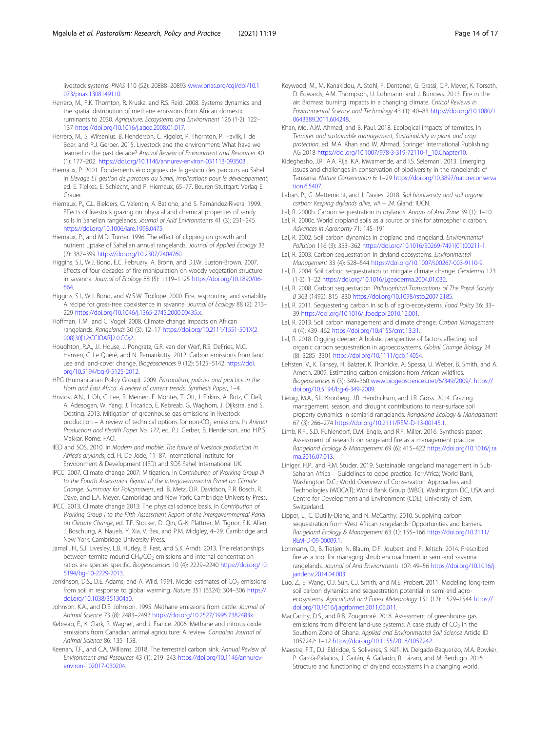livestock systems. *PNAS* 110 (52): 20888–20893 www.pnas.org/cgi/doi/10.1073/pnas.1308149110.

Herrero, M., P.K. Thornton, R. Kruska, and R.S. Reid. 2008. Systems dynamics and the spatial distribution of methane emissions from African domestic ruminants to 2030. *Agriculture, Ecosystems and Environment* 126 (1-2): 122–137 https://doi.org/10.1016/j.agee.2008.01.017.

Herrero, M., S. Wirsenius, B. Henderson, C. Rigolot, P. Thornton, P. Havlík, I. de Boer, and P.J. Gerber. 2015. Livestock and the environment: What have we learned in the past decade? *Annual Review of Environment and Resources* 40 (1): 177–202. https://doi.org/10.1146/annurev-environ-031113-093503.

Hiernaux, P. 2001. Fondements écologiques de la gestion des parcours au Sahel. In *Elevage ET gestion de parcours au Sahel, implications pour le développement*, ed. E. Tielkes, E. Schlecht, and P. Hiernaux, 65–77. Beuren-Stuttgart: Verlag E. Grauer.

Hiernaux, P., C.L. Bielders, C. Valentin, A. Bationo, and S. Fernández-Rivera. 1999. Effects of livestock grazing on physical and chemical properties of sandy soils in Sahelian rangelands. *Journal of Arid Environments* 41 (3): 231–245 https://doi.org/10.1006/jare.1998.0475.

Hiernaux, P., and M.D. Turner. 1996. The effect of clipping on growth and nutrient uptake of Sahelian annual rangelands. *Journal of Applied Ecology* 33 (2): 387–399 https://doi.org/10.2307/2404760.

Higgins, S.I., W.J. Bond, E.C. February, A. Bronn, and D.I.W. Euston-Brown. 2007. Effects of four decades of fire manipulation on woody vegetation structure in savanna. *Journal of Ecology* 88 (5): 1119–1125 https://doi.org/10.1890/06-1664.

Higgins, S.I., W.J. Bond, and W.S.W. Trollope. 2000. Fire, resprouting and variability: A recipe for grass-tree coexistence in savanna. *Journal of Ecology* 88 (2): 213–229 https://doi.org/10.1046/j.1365-2745.2000.00435.x.

Hoffman, T.M., and C. Vogel. 2008. Climate change impacts on African rangelands. *Rangelands* 30 (3): 12–17 https://doi.org/10.2111/1551-501X(2008)30[12:CCIOAR]2.0.CO;2.

Houghton, R.A., J.I. House, J. Pongratz, G.R. van der Werf, R.S. DeFries, M.C. Hansen, C. Le Quéré, and N. Ramankutty. 2012. Carbon emissions from land use and land-cover change. *Biogeosciences* 9 (12): 5125–5142 https://doi.org/10.5194/bg-9-5125-2012.

HPG (Humanitarian Policy Group). 2009. *Pastoralism, policies and practice in the Horn and East Africa. A review of current trends. Synthesis Paper*, 1–4.

Hristov, A.N., J. Oh, C. Lee, R. Meinen, F. Montes, T. Ott, J. Firkins, A. Rotz, C. Dell, A. Adesogan, W. Yang, J. Tricarico, E. Kebreab, G. Waghorn, J. Dijkstra, and S. Oosting. 2013. Mitigation of greenhouse gas emissions in livestock production – A review of technical options for non-$CO_2$ emissions. In *Animal Production and Health Paper No. 177*, ed. P.J. Gerber, B. Henderson, and H.P.S. Makkar. Rome: FAO.

IIED and SOS. 2010. In *Modern and mobile: The future of livestock production in Africa's drylands*, ed. H. De Jode, 11–87. International Institute for Environment & Development (IIED) and SOS Sahel International UK.

IPCC. 2007. Climate change 2007: Mitigation. In *Contribution of Working Group III to the Fourth Assessment Report of the Intergovernmental Panel on Climate Change. Summary for Policymakers*, ed. B. Metz, O.R. Davidson, P.R. Bosch, R. Dave, and L.A. Meyer. Cambridge and New York: Cambridge University Press.

IPCC. 2013. Climate change 2013: The physical science basis. In *Contribution of Working Group I to the Fifth Assessment Report of the Intergovernmental Panel on Climate Change*, ed. T.F. Stocker, D. Qin, G.-K. Plattner, M. Tignor, S.K. Allen, J. Boschung, A. Nauels, Y. Xia, V. Bex, and P.M. Midgley, 4–29. Cambridge and New York: Cambridge University Press.

Jamali, H., S.J. Livesley, L.B. Hutley, B. Fest, and S.K. Arndt. 2013. The relationships between termite mound $CH_4/CO_2$ emissions and internal concentration ratios are species specific. *Biogeosciences* 10 (4): 2229–2240 https://doi.org/10.5194/bg-10-2229-2013.

Jenkinson, D.S., D.E. Adams, and A. Wild. 1991. Model estimates of $CO_2$ emissions from soil in response to global warming. *Nature* 351 (6324): 304–306 https://doi.org/10.1038/351304a0.

Johnson, K.A., and D.E. Johnson. 1995. Methane emissions from cattle. *Journal of Animal Science* 73 (8): 2483–2492 https://doi.org/10.2527/1995.7382483x.

Kebreab, E., K. Clark, R. Wagner, and J. France. 2006. Methane and nitrous oxide emissions from Canadian animal agriculture: A review. *Canadian Journal of Animal Science* 86: 135–158.

Keenan, T.F., and C.A. Williams. 2018. The terrestrial carbon sink. *Annual Review of Environment and Resources* 43 (1): 219–243 https://doi.org/10.1146/annurev-environ-102017-030204.

Keywood, M., M. Kanakidou, A. Stohl, F. Dentener, G. Grassi, C.P. Meyer, K. Torseth, D. Edwards, A.M. Thompson, U. Lohmann, and J. Burrows. 2013. Fire in the air: Biomass burning impacts in a changing climate. *Critical Reviews in Environmental Science and Technology* 43 (1): 40–83 https://doi.org/10.1080/10643389.2011.604248.

Khan, Md, A.W. Ahmad, and B. Paul. 2018. Ecological impacts of termites. In *Termites and sustainable management, Sustainability in plant and crop protection*, ed. M.A. Khan and W. Ahmad. Springer International Publishing AG 2018 https://doi.org/10.1007/978-3-319-72110-1_10.Chapter10.

Kideghesho, J.R., A.A. Rija, K.A. Mwamende, and I.S. Selemani. 2013. Emerging issues and challenges in conservation of biodiversity in the rangelands of Tanzania. *Nature Conservation* 6: 1–29 https://doi.org/10.3897/natureconservation.6.5407.

Laban, P., G. Metternicht, and J. Davies. 2018. *Soil biodiversity and soil organic carbon: Keeping drylands alive, viii + 24*. Gland: IUCN.

Lal, R. 2000b. Carbon sequestration in drylands. *Annals of Arid Zone* 39 (1): 1–10.

Lal, R. 2000c. World cropland soils as a source or sink for atmospheric carbon. *Advances in Agronomy* 71: 145–191.

Lal, R. 2002. Soil carbon dynamics in cropland and rangeland. *Environmental Pollution* 116 (3): 353–362 https://doi.org/10.1016/S0269-7491(01)00211-1.

Lal, R. 2003. Carbon sequestration in dryland ecosystems. *Environmental Management* 33 (4): 528–544 https://doi.org/10.1007/s00267-003-9110-9.

Lal, R. 2004. Soil carbon sequestration to mitigate climate change. *Geoderma* 123 (1-2): 1–22 https://doi.org/10.1016/j.geoderma.2004.01.032.

Lal, R. 2008. Carbon sequestration. *Philosophical Transactions of The Royal Society B* 363 (1492): 815–830 https://doi.org/10.1098/rstb.2007.2185.

Lal, R. 2011. Sequestering carbon in soils of agro-ecosystems. *Food Policy* 36: 33–39 https://doi.org/10.1016/j.foodpol.2010.12.001.

Lal, R. 2013. Soil carbon management and climate change. *Carbon Management* 4 (4): 439–462 https://doi.org/10.4155/cmt.13.31.

Lal, R. 2018. Digging deeper: A holistic perspective of factors affecting soil organic carbon sequestration in agroecosystems. *Global Change Biology* 24 (8): 3285–3301 https://doi.org/10.1111/gcb.14054.

Lehsten, V., K. Tansey, H. Balzter, K. Thonicke, A. Spessa, U. Weber, B. Smith, and A. Arneth. 2009. Estimating carbon emissions from African wildfires. *Biogeosciences* 6 (3): 349–360 www.biogeosciences.net/6/349/2009/. https://doi.org/10.5194/bg-6-349-2009.

Liebig, M.A., S.L. Kronberg, J.R. Hendrickson, and J.R. Gross. 2014. Grazing management, season, and drought contributions to near-surface soil property dynamics in semiarid rangelands. *Rangeland Ecology & Management* 67 (3): 266–274 https://doi.org/10.2111/REM-D-13-00145.1.

Limb, R.F., S.D. Fuhlendorf, D.M. Engle, and R.F. Miller. 2016. Synthesis paper: Assessment of research on rangeland fire as a management practice. *Rangeland Ecology & Management* 69 (6): 415–422 https://doi.org/10.1016/j.rama.2016.07.013.

Liniger, H.P., and R.M. Studer. 2019. Sustainable rangeland management in Sub-Saharan Africa – Guidelines to good practice. TerrAfrica; World Bank, Washington D.C.; World Overview of Conservation Approaches and Technologies (WOCAT); World Bank Group (WBG), Washington DC, USA and Centre for Development and Environment (CDE), University of Bern, Switzerland.

Lipper, L., C. Dutilly-Diane, and N. McCarthy. 2010. Supplying carbon sequestration from West African rangelands: Opportunities and barriers. *Rangeland Ecology & Management* 63 (1): 155–166 https://doi.org/10.2111/REM-D-09-00009.1.

Lohmann, D., B. Tietjen, N. Blaum, D.F. Joubert, and F. Jeltsch. 2014. Prescribed fire as a tool for managing shrub encroachment in semi-arid savanna rangelands. *Journal of Arid Environments* 107: 49–56 https://doi.org/10.1016/j.jaridenv.2014.04.003.

Luo, Z., E. Wang, O.J. Sun, C.J. Smith, and M.E. Probert. 2011. Modeling long-term soil carbon dynamics and sequestration potential in semi-arid agro-ecosystems. *Agricultural and Forest Meteorology* 151 (12): 1529–1544 https://doi.org/10.1016/j.agrformet.2011.06.011.

MacCarthy, D.S., and R.B. Zougmoré. 2018. Assessment of greenhouse gas emissions from different land-use systems: A case study of $CO_2$ in the Southern Zone of Ghana. *Applied and Environmental Soil Science* Article ID 1057242: 1–12 https://doi.org/10.1155/2018/1057242.

Maestre, F.T., D.J. Eldridge, S. Soliveres, S. Kéfi, M. Delgado-Baquerizo, M.A. Bowker, P. García-Palacios, J. Gaitán, A. Gallardo, R. Lázaro, and M. Berdugo. 2016. Structure and functioning of dryland ecosystems in a changing world.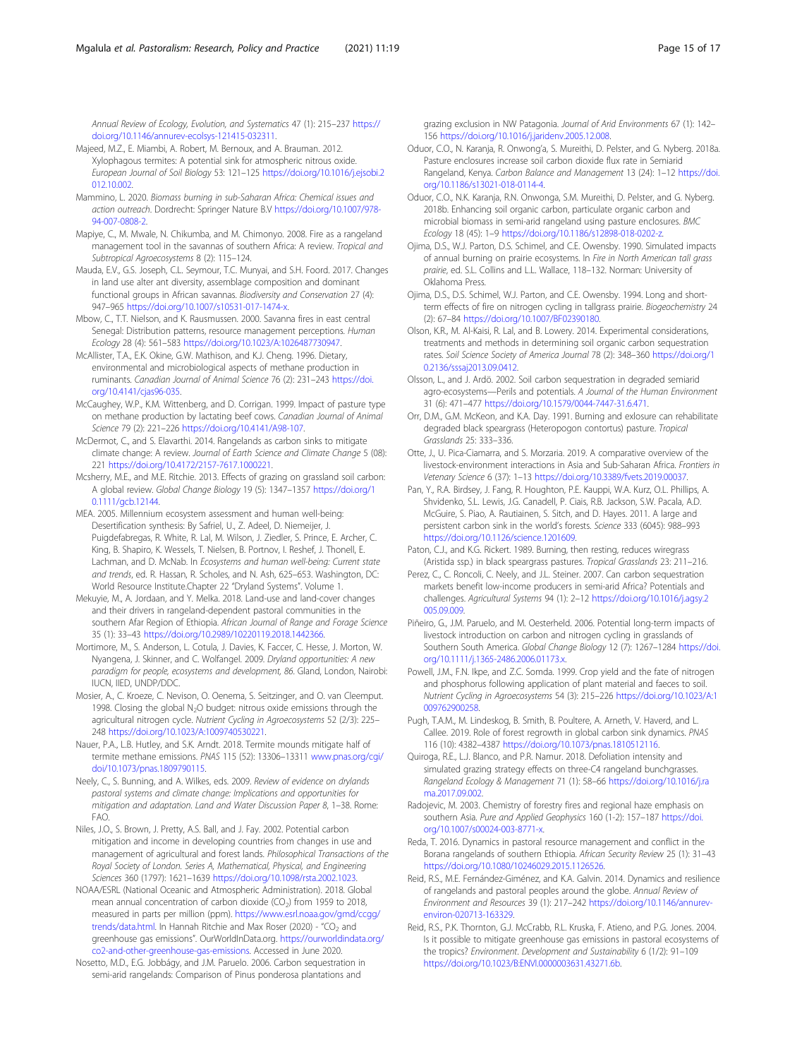Annual Review of Ecology, Evolution, and Systematics 47 (1): 215–237 https://doi.org/10.1146/annurev-ecolsys-121415-032311.

Majeed, M.Z., E. Miambi, A. Robert, M. Bernoux, and A. Brauman. 2012. Xylophagous termites: A potential sink for atmospheric nitrous oxide. *European Journal of Soil Biology* 53: 121–125 https://doi.org/10.1016/j.ejsobi.2012.10.002.

Mammino, L. 2020. *Biomass burning in sub-Saharan Africa: Chemical issues and action outreach*. Dordrecht: Springer Nature B.V https://doi.org/10.1007/978-94-007-0808-2.

Mapiye, C., M. Mwale, N. Chikumba, and M. Chimonyo. 2008. Fire as a rangeland management tool in the savannas of southern Africa: A review. *Tropical and Subtropical Agroecosystems* 8 (2): 115–124.

Mauda, E.V., G.S. Joseph, C.L. Seymour, T.C. Munyai, and S.H. Foord. 2017. Changes in land use alter ant diversity, assemblage composition and dominant functional groups in African savannas. *Biodiversity and Conservation* 27 (4): 947–965 https://doi.org/10.1007/s10531-017-1474-x.

Mbow, C., T.T. Nielson, and K. Rausmussen. 2000. Savanna fires in east central Senegal: Distribution patterns, resource management perceptions. *Human Ecology* 28 (4): 561–583 https://doi.org/10.1023/A:1026487730947.

McAllister, T.A., E.K. Okine, G.W. Mathison, and K.J. Cheng. 1996. Dietary, environmental and microbiological aspects of methane production in ruminants. *Canadian Journal of Animal Science* 76 (2): 231–243 https://doi.org/10.4141/cjas96-035.

McCaughey, W.P., K.M. Wittenberg, and D. Corrigan. 1999. Impact of pasture type on methane production by lactating beef cows. *Canadian Journal of Animal Science* 79 (2): 221–226 https://doi.org/10.4141/A98-107.

McDermot, C., and S. Elavarthi. 2014. Rangelands as carbon sinks to mitigate climate change: A review. *Journal of Earth Science and Climate Change* 5 (08): 221 https://doi.org/10.4172/2157-7617.1000221.

Mcsherry, M.E., and M.E. Ritchie. 2013. Effects of grazing on grassland soil carbon: A global review. *Global Change Biology* 19 (5): 1347–1357 https://doi.org/10.1111/gcb.12144.

MEA. 2005. Millennium ecosystem assessment and human well-being: Desertification synthesis: By Safriel, U., Z. Adeel, D. Niemeijer, J. Puigdefabregas, R. White, R. Lal, M. Wilson, J. Ziedler, S. Prince, E. Archer, C. King, B. Shapiro, K. Wessels, T. Nielsen, B. Portnov, I. Reshef, J. Thonell, E. Lachman, and D. McNab. In *Ecosystems and human well-being: Current state and trends*, ed. R. Hassan, R. Scholes, and N. Ash, 625–653. Washington, DC: World Resource Institute.Chapter 22 "Dryland Systems". Volume 1.

Mekuyie, M., A. Jordaan, and Y. Melka. 2018. Land-use and land-cover changes and their drivers in rangeland-dependent pastoral communities in the southern Afar Region of Ethiopia. *African Journal of Range and Forage Science* 35 (1): 33–43 https://doi.org/10.2989/10220119.2018.1442366.

Mortimore, M., S. Anderson, L. Cotula, J. Davies, K. Faccer, C. Hesse, J. Morton, W. Nyangena, J. Skinner, and C. Wolfangel. 2009. *Dryland opportunities: A new paradigm for people, ecosystems and development, 86*. Gland, London, Nairobi: IUCN, IIED, UNDP/DDC.

Mosier, A., C. Kroeze, C. Nevison, O. Oenema, S. Seitzinger, and O. van Cleemput. 1998. Closing the global $N_2O$ budget: nitrous oxide emissions through the agricultural nitrogen cycle. *Nutrient Cycling in Agroecosystems* 52 (2/3): 225–248 https://doi.org/10.1023/A:1009740530221.

Nauer, P.A., L.B. Hutley, and S.K. Arndt. 2018. Termite mounds mitigate half of termite methane emissions. *PNAS* 115 (52): 13306–13311 www.pnas.org/cgi/doi/10.1073/pnas.1809790115.

Neely, C., S. Bunning, and A. Wilkes, eds. 2009. *Review of evidence on drylands pastoral systems and climate change: Implications and opportunities for mitigation and adaptation. Land and Water Discussion Paper 8*, 1–38. Rome: FAO.

Niles, J.O., S. Brown, J. Pretty, A.S. Ball, and J. Fay. 2002. Potential carbon mitigation and income in developing countries from changes in use and management of agricultural and forest lands. *Philosophical Transactions of the Royal Society of London. Series A, Mathematical, Physical, and Engineering Sciences* 360 (1797): 1621–1639 https://doi.org/10.1098/rsta.2002.1023.

NOAA/ESRL (National Oceanic and Atmospheric Administration). 2018. Global mean annual concentration of carbon dioxide ($CO_2$) from 1959 to 2018, measured in parts per million (ppm). https://www.esrl.noaa.gov/gmd/ccgg/trends/data.html. In Hannah Ritchie and Max Roser (2020) - "$CO_2$ and greenhouse gas emissions". OurWorldInData.org. https://ourworldindata.org/co2-and-other-greenhouse-gas-emissions. Accessed in June 2020.

Nosetto, M.D., E.G. Jobbágy, and J.M. Paruelo. 2006. Carbon sequestration in semi-arid rangelands: Comparison of Pinus ponderosa plantations and grazing exclusion in NW Patagonia. *Journal of Arid Environments* 67 (1): 142–156 https://doi.org/10.1016/j.jaridenv.2005.12.008.

Oduor, C.O., N. Karanja, R. Onwong'a, S. Mureithi, D. Pelster, and G. Nyberg. 2018a. Pasture enclosures increase soil carbon dioxide flux rate in Semiarid Rangeland, Kenya. *Carbon Balance and Management* 13 (24): 1–12 https://doi.org/10.1186/s13021-018-0114-4.

Oduor, C.O., N.K. Karanja, R.N. Onwonga, S.M. Mureithi, D. Pelster, and G. Nyberg. 2018b. Enhancing soil organic carbon, particulate organic carbon and microbial biomass in semi-arid rangeland using pasture enclosures. *BMC Ecology* 18 (45): 1–9 https://doi.org/10.1186/s12898-018-0202-z.

Ojima, D.S., W.J. Parton, D.S. Schimel, and C.E. Owensby. 1990. Simulated impacts of annual burning on prairie ecosystems. In *Fire in North American tall grass prairie*, ed. S.L. Collins and L.L. Wallace, 118–132. Norman: University of Oklahoma Press.

Ojima, D.S., D.S. Schimel, W.J. Parton, and C.E. Owensby. 1994. Long and short-term effects of fire on nitrogen cycling in tallgrass prairie. *Biogeochemistry* 24 (2): 67–84 https://doi.org/10.1007/BF02390180.

Olson, K.R., M. Al-Kaisi, R. Lal, and B. Lowery. 2014. Experimental considerations, treatments and methods in determining soil organic carbon sequestration rates. *Soil Science Society of America Journal* 78 (2): 348–360 https://doi.org/10.2136/sssaj2013.09.0412.

Olsson, L., and J. Ardö. 2002. Soil carbon sequestration in degraded semiarid agro-ecosystems—Perils and potentials. *A Journal of the Human Environment* 31 (6): 471–477 https://doi.org/10.1579/0044-7447-31.6.471.

Orr, D.M., G.M. McKeon, and K.A. Day. 1991. Burning and exlosure can rehabilitate degraded black speargrass (Heteropogon contortus) pasture. *Tropical Grasslands* 25: 333–336.

Otte, J., U. Pica-Ciamarra, and S. Morzaria. 2019. A comparative overview of the livestock-environment interactions in Asia and Sub-Saharan Africa. *Frontiers in Vetenary Science* 6 (37): 1–13 https://doi.org/10.3389/fvets.2019.00037.

Pan, Y., R.A. Birdsey, J. Fang, R. Houghton, P.E. Kauppi, W.A. Kurz, O.L. Phillips, A. Shvidenko, S.L. Lewis, J.G. Canadell, P. Ciais, R.B. Jackson, S.W. Pacala, A.D. McGuire, S. Piao, A. Rautiainen, S. Sitch, and D. Hayes. 2011. A large and persistent carbon sink in the world's forests. *Science* 333 (6045): 988–993 https://doi.org/10.1126/science.1201609.

Paton, C.J., and K.G. Rickert. 1989. Burning, then resting, reduces wiregrass (Aristida ssp.) in black speargrass pastures. *Tropical Grasslands* 23: 211–216.

Perez, C., C. Roncoli, C. Neely, and J.L. Steiner. 2007. Can carbon sequestration markets benefit low-income producers in semi-arid Africa? Potentials and challenges. *Agricultural Systems* 94 (1): 2–12 https://doi.org/10.1016/j.agsy.2005.09.009.

Piñeiro, G., J.M. Paruelo, and M. Oesterheld. 2006. Potential long-term impacts of livestock introduction on carbon and nitrogen cycling in grasslands of Southern South America. *Global Change Biology* 12 (7): 1267–1284 https://doi.org/10.1111/j.1365-2486.2006.01173.x.

Powell, J.M., F.N. Ikpe, and Z.C. Somda. 1999. Crop yield and the fate of nitrogen and phosphorus following application of plant material and faeces to soil. *Nutrient Cycling in Agroecosystems* 54 (3): 215–226 https://doi.org/10.1023/A:1009762900258.

Pugh, T.A.M., M. Lindeskog, B. Smith, B. Poultere, A. Arneth, V. Haverd, and L. Callee. 2019. Role of forest regrowth in global carbon sink dynamics. *PNAS* 116 (10): 4382–4387 https://doi.org/10.1073/pnas.1810512116.

Quiroga, R.E., L.J. Blanco, and P.R. Namur. 2018. Defoliation intensity and simulated grazing strategy effects on three-C4 rangeland bunchgrasses. *Rangeland Ecology & Management* 71 (1): 58–66 https://doi.org/10.1016/j.rama.2017.09.002.

Radojevic, M. 2003. Chemistry of forestry fires and regional haze emphasis on southern Asia. *Pure and Applied Geophysics* 160 (1-2): 157–187 https://doi.org/10.1007/s00024-003-8771-x.

Reda, T. 2016. Dynamics in pastoral resource management and conflict in the Borana rangelands of southern Ethiopia. *African Security Review* 25 (1): 31–43 https://doi.org/10.1080/10246029.2015.1126526.

Reid, R.S., M.E. Fernández-Giménez, and K.A. Galvin. 2014. Dynamics and resilience of rangelands and pastoral peoples around the globe. *Annual Review of Environment and Resources* 39 (1): 217–242 https://doi.org/10.1146/annurev-environ-020713-163329.

Reid, R.S., P.K. Thornton, G.J. McCrabb, R.L. Kruska, F. Atieno, and P.G. Jones. 2004. Is it possible to mitigate greenhouse gas emissions in pastoral ecosystems of the tropics? *Environment. Development and Sustainability* 6 (1/2): 91–109 https://doi.org/10.1023/B:ENVI.0000003631.43271.6b.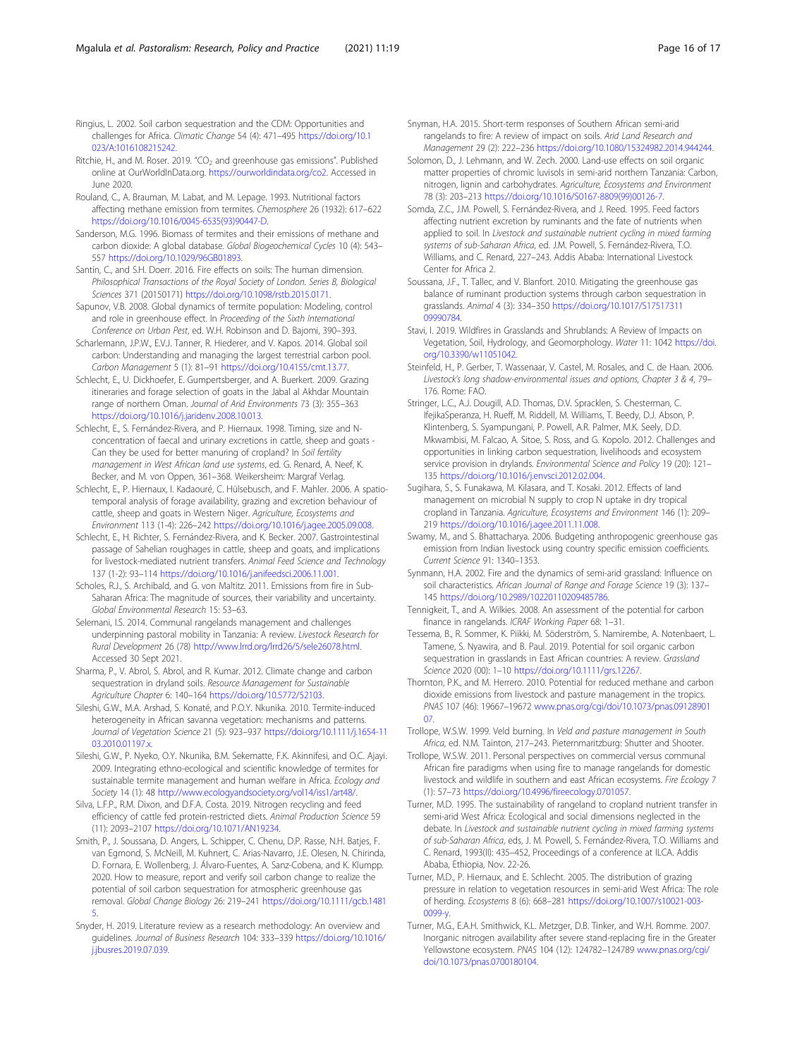Ringius, L. 2002. Soil carbon sequestration and the CDM: Opportunities and challenges for Africa. *Climatic Change* 54 (4): 471–495 https://doi.org/10.1023/A:1016108215242.

Ritchie, H., and M. Roser. 2019. "$CO_2$ and greenhouse gas emissions". Published online at OurWorldInData.org. https://ourworldindata.org/co2. Accessed in June 2020.

Rouland, C., A. Brauman, M. Labat, and M. Lepage. 1993. Nutritional factors affecting methane emission from termites. *Chemosphere* 26 (1932): 617–622 https://doi.org/10.1016/0045-6535(93)90447-D.

Sanderson, M.G. 1996. Biomass of termites and their emissions of methane and carbon dioxide: A global database. *Global Biogeochemical Cycles* 10 (4): 543–557 https://doi.org/10.1029/96GB01893.

Santín, C., and S.H. Doerr. 2016. Fire effects on soils: The human dimension. *Philosophical Transactions of the Royal Society of London. Series B, Biological Sciences* 371 (20150171) https://doi.org/10.1098/rstb.2015.0171.

Sapunov, V.B. 2008. Global dynamics of termite population: Modeling, control and role in greenhouse effect. In *Proceeding of the Sixth International Conference on Urban Pest*, ed. W.H. Robinson and D. Bajomi, 390–393.

Scharlemann, J.P.W., E.V.J. Tanner, R. Hiederer, and V. Kapos. 2014. Global soil carbon: Understanding and managing the largest terrestrial carbon pool. *Carbon Management* 5 (1): 81–91 https://doi.org/10.4155/cmt.13.77.

Schlecht, E., U. Dickhoefer, E. Gumpertsberger, and A. Buerkert. 2009. Grazing itineraries and forage selection of goats in the Jabal al Akhdar Mountain range of northern Oman. *Journal of Arid Environments* 73 (3): 355–363 https://doi.org/10.1016/j.jaridenv.2008.10.013.

Schlecht, E., S. Fernández-Rivera, and P. Hiernaux. 1998. Timing, size and N-concentration of faecal and urinary excretions in cattle, sheep and goats - Can they be used for better manuring of cropland? In *Soil fertility management in West African land use systems*, ed. G. Renard, A. Neef, K. Becker, and M. von Oppen, 361–368. Weikersheim: Margraf Verlag.

Schlecht, E., P. Hiernaux, I. Kadaouré, C. Hülsebusch, and F. Mahler. 2006. A spatio-temporal analysis of forage availability, grazing and excretion behaviour of cattle, sheep and goats in Western Niger. *Agriculture, Ecosystems and Environment* 113 (1-4): 226–242 https://doi.org/10.1016/j.agee.2005.09.008.

Schlecht, E., H. Richter, S. Fernández-Rivera, and K. Becker. 2007. Gastrointestinal passage of Sahelian roughages in cattle, sheep and goats, and implications for livestock-mediated nutrient transfers. *Animal Feed Science and Technology* 137 (1-2): 93–114 https://doi.org/10.1016/j.anifeedsci.2006.11.001.

Scholes, R.J., S. Archibald, and G. von Maltitz. 2011. Emissions from fire in Sub-Saharan Africa: The magnitude of sources, their variability and uncertainty. *Global Environmental Research* 15: 53–63.

Selemani, I.S. 2014. Communal rangelands management and challenges underpinning pastoral mobility in Tanzania: A review. *Livestock Research for Rural Development* 26 (78) http://www.lrrd.org/lrrd26/5/sele26078.html. Accessed 30 Sept 2021.

Sharma, P., V. Abrol, S. Abrol, and R. Kumar. 2012. Climate change and carbon sequestration in dryland soils. *Resource Management for Sustainable Agriculture Chapter* 6: 140–164 https://doi.org/10.5772/52103.

Sileshi, G.W., M.A. Arshad, S. Konaté, and P.O.Y. Nkunika. 2010. Termite-induced heterogeneity in African savanna vegetation: mechanisms and patterns. *Journal of Vegetation Science* 21 (5): 923–937 https://doi.org/10.1111/j.1654-1103.2010.01197.x.

Sileshi, G.W., P. Nyeko, O.Y. Nkunika, B.M. Sekematte, F.K. Akinnifesi, and O.C. Ajayi. 2009. Integrating ethno-ecological and scientific knowledge of termites for sustainable termite management and human welfare in Africa. *Ecology and Society* 14 (1): 48 http://www.ecologyandsociety.org/vol14/iss1/art48/.

Silva, L.F.P., R.M. Dixon, and D.F.A. Costa. 2019. Nitrogen recycling and feed efficiency of cattle fed protein-restricted diets. *Animal Production Science* 59 (11): 2093–2107 https://doi.org/10.1071/AN19234.

Smith, P., J. Soussana, D. Angers, L. Schipper, C. Chenu, D.P. Rasse, N.H. Batjes, F. van Egmond, S. McNeill, M. Kuhnert, C. Arias-Navarro, J.E. Olesen, N. Chirinda, D. Fornara, E. Wollenberg, J. Álvaro-Fuentes, A. Sanz-Cobena, and K. Klumpp. 2020. How to measure, report and verify soil carbon change to realize the potential of soil carbon sequestration for atmospheric greenhouse gas removal. *Global Change Biology* 26: 219–241 https://doi.org/10.1111/gcb.14815.

Snyder, H. 2019. Literature review as a research methodology: An overview and guidelines. *Journal of Business Research* 104: 333–339 https://doi.org/10.1016/j.jbusres.2019.07.039.

Snyman, H.A. 2015. Short-term responses of Southern African semi-arid rangelands to fire: A review of impact on soils. *Arid Land Research and Management* 29 (2): 222–236 https://doi.org/10.1080/15324982.2014.944244.

Solomon, D., J. Lehmann, and W. Zech. 2000. Land-use effects on soil organic matter properties of chromic luvisols in semi-arid northern Tanzania: Carbon, nitrogen, lignin and carbohydrates. *Agriculture, Ecosystems and Environment* 78 (3): 203–213 https://doi.org/10.1016/S0167-8809(99)00126-7.

Somda, Z.C., J.M. Powell, S. Fernández-Rivera, and J. Reed. 1995. Feed factors affecting nutrient excretion by ruminants and the fate of nutrients when applied to soil. In *Livestock and sustainable nutrient cycling in mixed farming systems of sub-Saharan Africa*, ed. J.M. Powell, S. Fernández-Rivera, T.O. Williams, and C. Renard, 227–243. Addis Ababa: International Livestock Center for Africa 2.

Soussana, J.F., T. Tallec, and V. Blanfort. 2010. Mitigating the greenhouse gas balance of ruminant production systems through carbon sequestration in grasslands. *Animal* 4 (3): 334–350 https://doi.org/10.1017/S1751731109990784.

Stavi, I. 2019. Wildfires in Grasslands and Shrublands: A Review of Impacts on Vegetation, Soil, Hydrology, and Geomorphology. *Water* 11: 1042 https://doi.org/10.3390/w11051042.

Steinfeld, H., P. Gerber, T. Wassenaar, V. Castel, M. Rosales, and C. de Haan. 2006. *Livestock's long shadow-environmental issues and options, Chapter 3 & 4*, 79–176. Rome: FAO.

Stringer, L.C., A.J. Dougill, A.D. Thomas, D.V. Spracklen, S. Chesterman, C. IfejikaSperanza, H. Rueff, M. Riddell, M. Williams, T. Beedy, D.J. Abson, P. Klintenberg, S. Syampungani, P. Powell, A.R. Palmer, M.K. Seely, D.D. Mkwambisi, M. Falcao, A. Sitoe, S. Ross, and G. Kopolo. 2012. Challenges and opportunities in linking carbon sequestration, livelihoods and ecosystem service provision in drylands. *Environmental Science and Policy* 19 (20): 121–135 https://doi.org/10.1016/j.envsci.2012.02.004.

Sugihara, S., S. Funakawa, M. Kilasara, and T. Kosaki. 2012. Effects of land management on microbial N supply to crop N uptake in dry tropical cropland in Tanzania. *Agriculture, Ecosystems and Environment* 146 (1): 209–219 https://doi.org/10.1016/j.agee.2011.11.008.

Swamy, M., and S. Bhattacharya. 2006. Budgeting anthropogenic greenhouse gas emission from Indian livestock using country specific emission coefficients. *Current Science* 91: 1340–1353.

Synmann, H.A. 2002. Fire and the dynamics of semi-arid grassland: Influence on soil characteristics. *African Journal of Range and Forage Science* 19 (3): 137–145 https://doi.org/10.2989/10220110209485786.

Tennigkeit, T., and A. Wilkies. 2008. An assessment of the potential for carbon finance in rangelands. *ICRAF Working Paper* 68: 1–31.

Tessema, B., R. Sommer, K. Piikki, M. Söderström, S. Namirembe, A. Notenbaert, L. Tamene, S. Nyawira, and B. Paul. 2019. Potential for soil organic carbon sequestration in grasslands in East African countries: A review. *Grassland Science* 2020 (00): 1–10 https://doi.org/10.1111/grs.12267.

Thornton, P.K., and M. Herrero. 2010. Potential for reduced methane and carbon dioxide emissions from livestock and pasture management in the tropics. *PNAS* 107 (46): 19667–19672 www.pnas.org/cgi/doi/10.1073/pnas.0912890107.

Trollope, W.S.W. 1999. Veld burning. In *Veld and pasture management in South Africa*, ed. N.M. Tainton, 217–243. Pieternmaritzburg: Shutter and Shooter.

Trollope, W.S.W. 2011. Personal perspectives on commercial versus communal African fire paradigms when using fire to manage rangelands for domestic livestock and wildlife in southern and east African ecosystems. *Fire Ecology* 7 (1): 57–73 https://doi.org/10.4996/fireecology.0701057.

Turner, M.D. 1995. The sustainability of rangeland to cropland nutrient transfer in semi-arid West Africa: Ecological and social dimensions neglected in the debate. In *Livestock and sustainable nutrient cycling in mixed farming systems of sub-Saharan Africa*, eds, J. M. Powell, S. Fernández-Rivera, T.O. Williams and C. Renard, 1993(II): 435–452, Proceedings of a conference at ILCA. Addis Ababa, Ethiopia, Nov. 22-26.

Turner, M.D., P. Hiernaux, and E. Schlecht. 2005. The distribution of grazing pressure in relation to vegetation resources in semi-arid West Africa: The role of herding. *Ecosystems* 8 (6): 668–281 https://doi.org/10.1007/s10021-003-0099-y.

Turner, M.G., E.A.H. Smithwick, K.L. Metzger, D.B. Tinker, and W.H. Romme. 2007. Inorganic nitrogen availability after severe stand-replacing fire in the Greater Yellowstone ecosystem. *PNAS* 104 (12): 124782–124789 www.pnas.org/cgi/doi/10.1073/pnas.0700180104.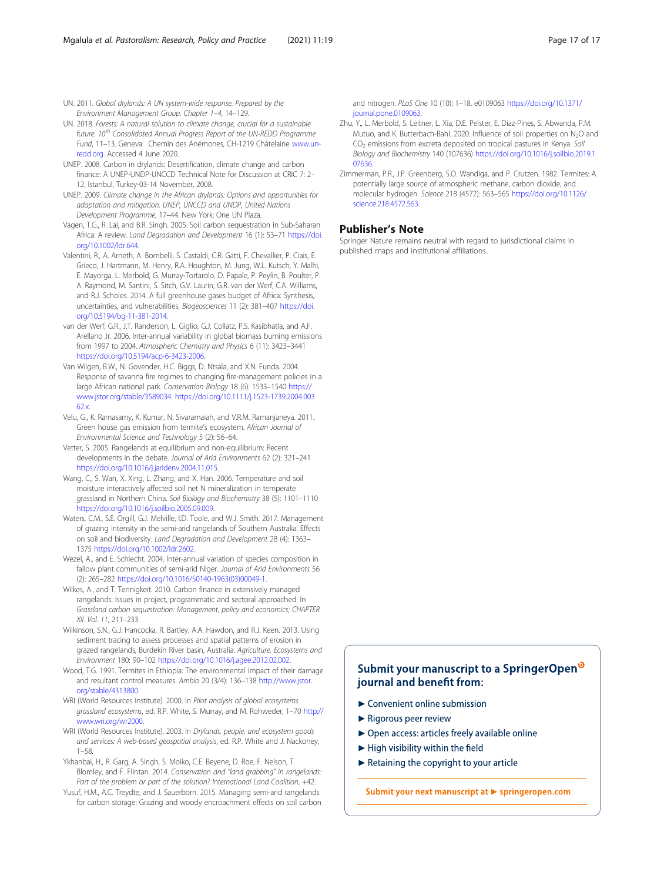UN. 2011. *Global drylands: A UN system-wide response. Prepared by the Environment Management Group. Chapter 1–4*, 14–129.

UN. 2018. *Forests: A natural solution to climate change, crucial for a sustainable future. 10th Consolidated Annual Progress Report of the UN-REDD Programme Fund*, 11–13. Geneva: Chemin des Anémones, CH-1219 Châtelaine www.un-redd.org. Accessed 4 June 2020.

UNEP. 2008. Carbon in drylands: Desertification, climate change and carbon finance: A UNEP-UNDP-UNCCD Technical Note for Discussion at CRIC 7: 2–12, Istanbul, Turkey-03-14 November, 2008.

UNEP. 2009. *Climate change in the African drylands: Options and opportunities for adaptation and mitigation. UNEP, UNCCD and UNDP, United Nations Development Programme*, 17–44. New York: One UN Plaza.

Vagen, T.G., R. Lal, and B.R. Singh. 2005. Soil carbon sequestration in Sub-Saharan Africa: A review. *Land Degradation and Development* 16 (1): 53–71 https://doi.org/10.1002/ldr.644.

Valentini, R., A. Arneth, A. Bombelli, S. Castaldi, C.R. Gatti, F. Chevallier, P. Ciais, E. Grieco, J. Hartmann, M. Henry, R.A. Houghton, M. Jung, W.L. Kutsch, Y. Malhi, E. Mayorga, L. Merbold, G. Murray-Tortarolo, D. Papale, P. Peylin, B. Poulter, P. A. Raymond, M. Santini, S. Sitch, G.V. Laurin, G.R. van der Werf, C.A. Williams, and R.J. Scholes. 2014. A full greenhouse gases budget of Africa: Synthesis, uncertainties, and vulnerabilities. *Biogeosciences* 11 (2): 381–407 https://doi.org/10.5194/bg-11-381-2014.

van der Werf, G.R., J.T. Randerson, L. Giglio, G.J. Collatz, P.S. Kasibhatla, and A.F. Arellano Jr. 2006. Inter-annual variability in global biomass burning emissions from 1997 to 2004. *Atmospheric Chemistry and Physics* 6 (11): 3423–3441 https://doi.org/10.5194/acp-6-3423-2006.

Van Wilgen, B.W., N. Govender, H.C. Biggs, D. Ntsala, and X.N. Funda. 2004. Response of savanna fire regimes to changing fire-management policies in a large African national park. *Conservation Biology* 18 (6): 1533–1540 https://www.jstor.org/stable/3589034. https://doi.org/10.1111/j.1523-1739.2004.00362.x.

Velu, G., K. Ramasamy, K. Kumar, N. Sivaramaiah, and V.R.M. Ramanjaneya. 2011. Green house gas emission from termite's ecosystem. *African Journal of Environmental Science and Technology* 5 (2): 56–64.

Vetter, S. 2005. Rangelands at equilibrium and non-equilibrium: Recent developments in the debate. *Journal of Arid Environments* 62 (2): 321–241 https://doi.org/10.1016/j.jaridenv.2004.11.015.

Wang, C., S. Wan, X. Xing, L. Zhang, and X. Han. 2006. Temperature and soil moisture interactively affected soil net N mineralization in temperate grassland in Northern China. *Soil Biology and Biochemistry* 38 (5): 1101–1110 https://doi.org/10.1016/j.soilbio.2005.09.009.

Waters, C.M., S.E. Orgill, G.J. Melville, I.D. Toole, and W.J. Smith. 2017. Management of grazing intensity in the semi-arid rangelands of Southern Australia: Effects on soil and biodiversity. *Land Degradation and Development* 28 (4): 1363–1375 https://doi.org/10.1002/ldr.2602.

Wezel, A., and E. Schlecht. 2004. Inter-annual variation of species composition in fallow plant communities of semi-arid Niger. *Journal of Arid Environments* 56 (2): 265–282 https://doi.org/10.1016/S0140-1963(03)00049-1.

Wilkes, A., and T. Tennigkeit. 2010. Carbon finance in extensively managed rangelands: Issues in project, programmatic and sectoral approached. In *Grassland carbon sequestration: Management, policy and economics; CHAPTER XII. Vol. 11*, 211–233.

Wilkinson, S.N., G.J. Hancocka, R. Bartley, A.A. Hawdon, and R.J. Keen. 2013. Using sediment tracing to assess processes and spatial patterns of erosion in grazed rangelands, Burdekin River basin, Australia. *Agriculture, Ecosystems and Environment* 180: 90–102 https://doi.org/10.1016/j.agee.2012.02.002.

Wood, T.G. 1991. Termites in Ethiopia: The environmental impact of their damage and resultant control measures. *Ambio* 20 (3/4): 136–138 http://www.jstor.org/stable/4313800.

WRI (World Resources Institute). 2000. In *Pilot analysis of global ecosystems grassland ecosystems*, ed. R.P. White, S. Murray, and M. Rohweder, 1–70 http://www.wri.org/wr2000.

WRI (World Resources Institute). 2003. In *Drylands, people, and ecosystem goods and services: A web-based geospatial analysis*, ed. R.P. White and J. Nackoney, 1–58.

Ykhanbai, H., R. Garg, A. Singh, S. Moiko, C.E. Beyene, D. Roe, F. Nelson, T. Blomley, and F. Flintan. 2014. *Conservation and "land grabbing" in rangelands: Part of the problem or part of the solution? International Land Coalition*, +42.

Yusuf, H.M., A.C. Treydte, and J. Sauerborn. 2015. Managing semi-arid rangelands for carbon storage: Grazing and woody encroachment effects on soil carbon and nitrogen. *PLoS One* 10 (10): 1–18. e0109063 https://doi.org/10.1371/journal.pone.0109063.

Zhu, Y., L. Merbold, S. Leitner, L. Xia, D.E. Pelster, E. Diaz-Pines, S. Abwanda, P.M. Mutuo, and K. Butterbach-Bahl. 2020. Influence of soil properties on $N_2O$ and $CO_2$ emissions from excreta deposited on tropical pastures in Kenya. *Soil Biology and Biochemistry* 140 (107636) https://doi.org/10.1016/j.soilbio.2019.107636.

Zimmerman, P.R., J.P. Greenberg, S.O. Wandiga, and P. Crutzen. 1982. Termites: A potentially large source of atmospheric methane, carbon dioxide, and molecular hydrogen. *Science* 218 (4572): 563–565 https://doi.org/10.1126/science.218.4572.563.

## Publisher's Note

Springer Nature remains neutral with regard to jurisdictional claims in published maps and institutional affiliations.

**Submit your manuscript to a SpringerOpen journal and benefit from:**

- ► Convenient online submission
- ► Rigorous peer review
- ► Open access: articles freely available online
- ► High visibility within the field
- ► Retaining the copyright to your article

**Submit your next manuscript at ► springeropen.com**